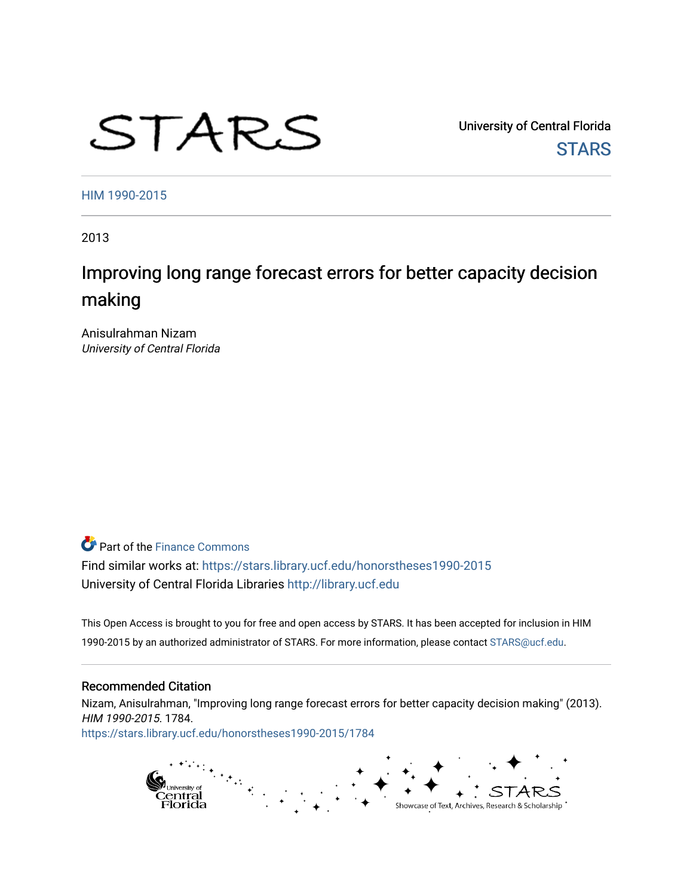STARS

University of Central Florida
STARS

HIM 1990-2015

2013

# Improving long range forecast errors for better capacity decision making

Anisulrahman Nizam
*University of Central Florida*

Part of the Finance Commons

Find similar works at: https://stars.library.ucf.edu/honorstheses1990-2015
University of Central Florida Libraries http://library.ucf.edu

This Open Access is brought to you for free and open access by STARS. It has been accepted for inclusion in HIM 1990-2015 by an authorized administrator of STARS. For more information, please contact STARS@ucf.edu.

## Recommended Citation

Nizam, Anisulrahman, "Improving long range forecast errors for better capacity decision making" (2013). *HIM 1990-2015*. 1784.
https://stars.library.ucf.edu/honorstheses1990-2015/1784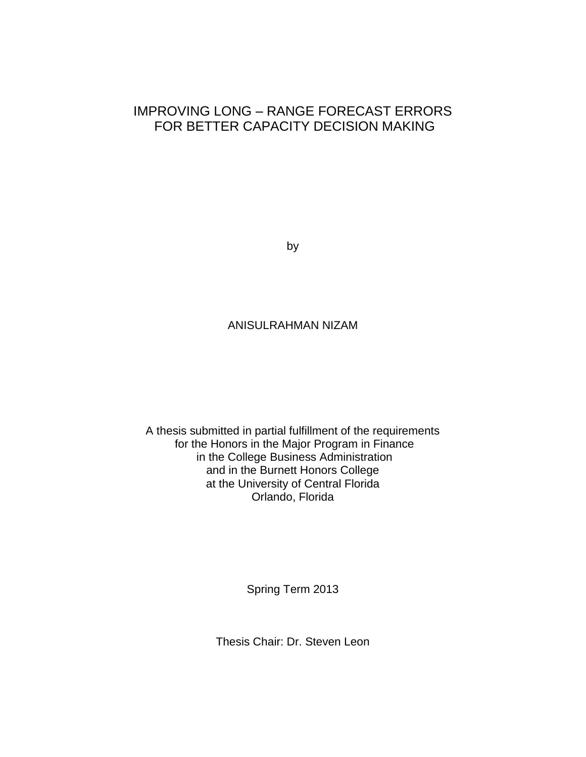# IMPROVING LONG – RANGE FORECAST ERRORS FOR BETTER CAPACITY DECISION MAKING

by

ANISULRAHMAN NIZAM

A thesis submitted in partial fulfillment of the requirements
for the Honors in the Major Program in Finance
in the College Business Administration
and in the Burnett Honors College
at the University of Central Florida
Orlando, Florida

Spring Term 2013

Thesis Chair: Dr. Steven Leon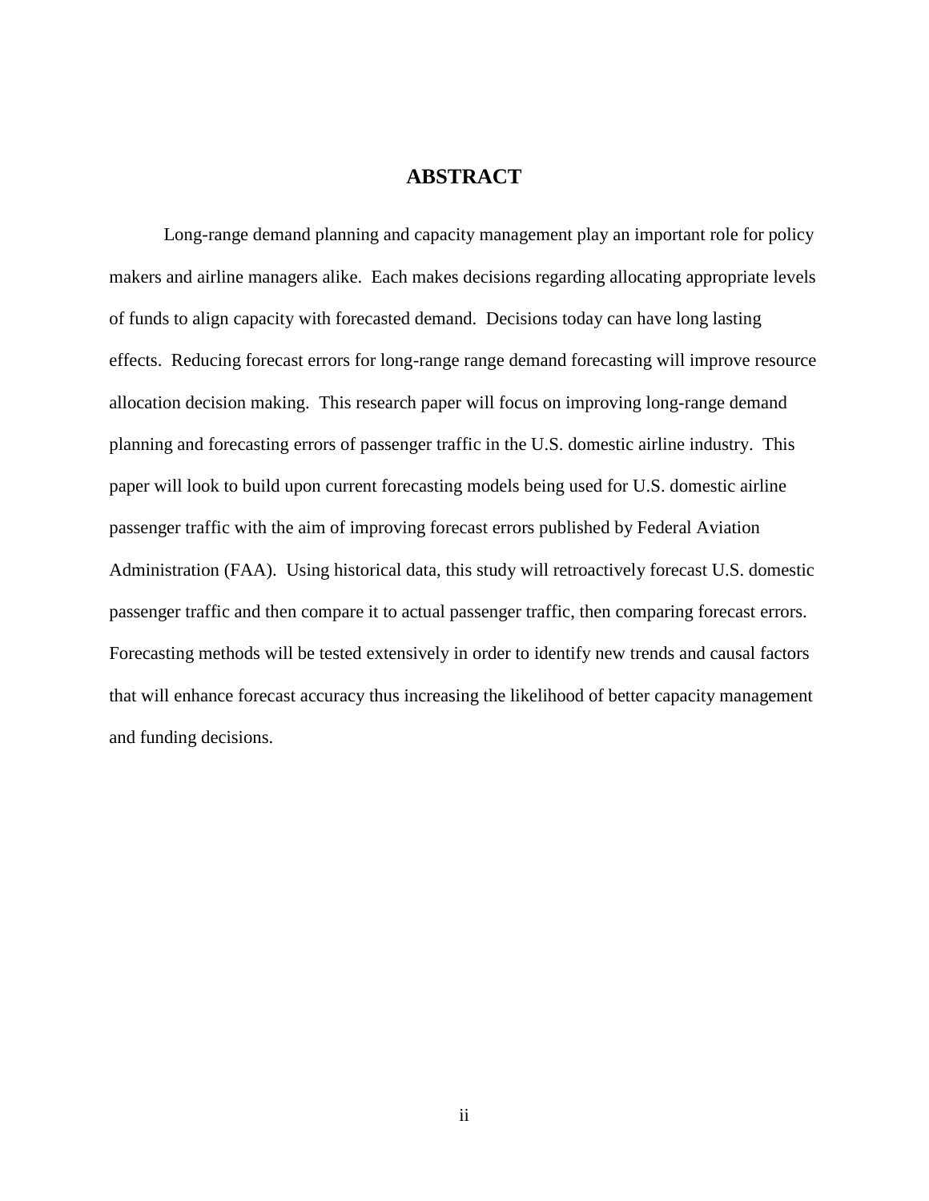# ABSTRACT

Long-range demand planning and capacity management play an important role for policy makers and airline managers alike. Each makes decisions regarding allocating appropriate levels of funds to align capacity with forecasted demand. Decisions today can have long lasting effects. Reducing forecast errors for long-range range demand forecasting will improve resource allocation decision making. This research paper will focus on improving long-range demand planning and forecasting errors of passenger traffic in the U.S. domestic airline industry. This paper will look to build upon current forecasting models being used for U.S. domestic airline passenger traffic with the aim of improving forecast errors published by Federal Aviation Administration (FAA). Using historical data, this study will retroactively forecast U.S. domestic passenger traffic and then compare it to actual passenger traffic, then comparing forecast errors. Forecasting methods will be tested extensively in order to identify new trends and causal factors that will enhance forecast accuracy thus increasing the likelihood of better capacity management and funding decisions.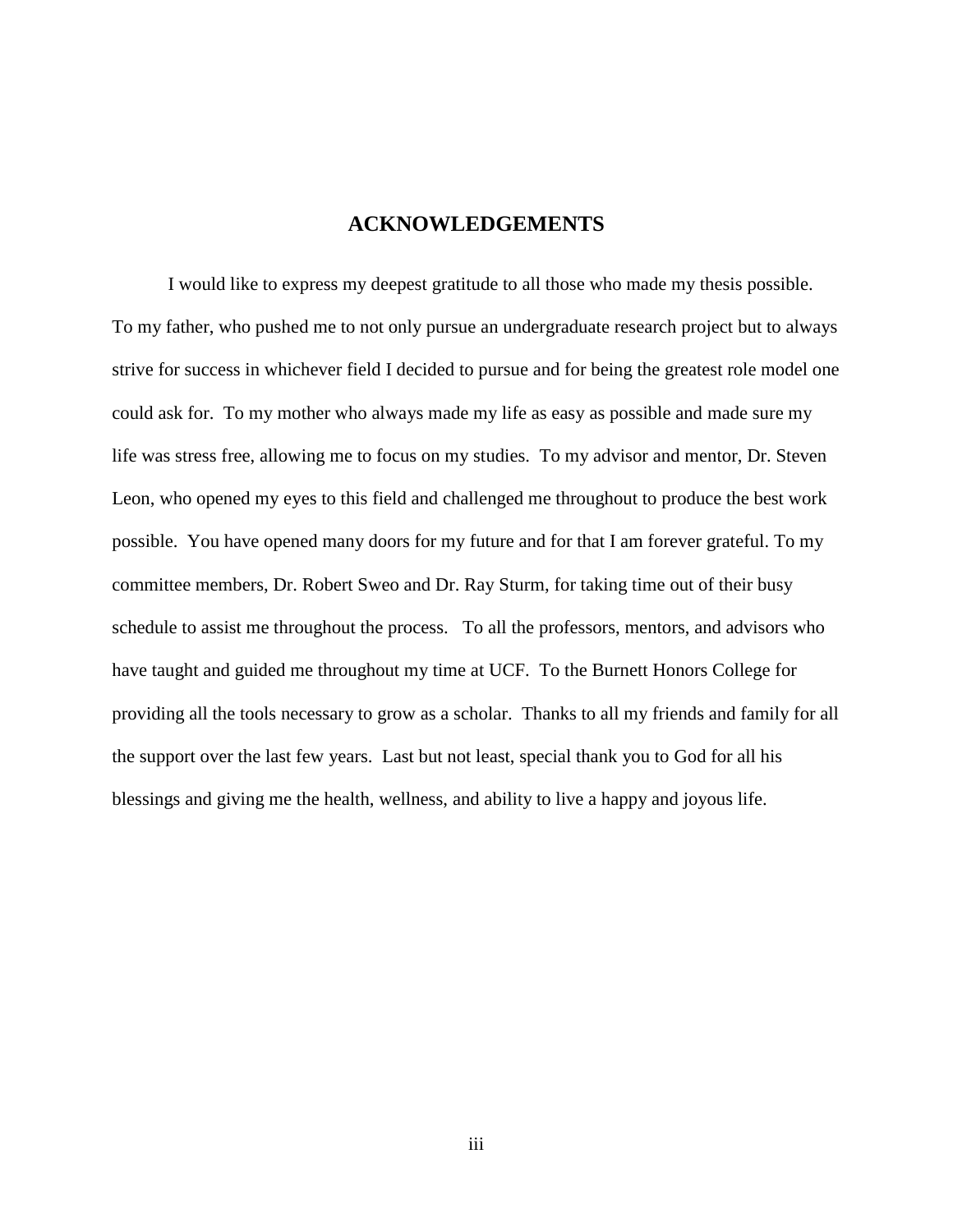# ACKNOWLEDGEMENTS

I would like to express my deepest gratitude to all those who made my thesis possible. To my father, who pushed me to not only pursue an undergraduate research project but to always strive for success in whichever field I decided to pursue and for being the greatest role model one could ask for. To my mother who always made my life as easy as possible and made sure my life was stress free, allowing me to focus on my studies. To my advisor and mentor, Dr. Steven Leon, who opened my eyes to this field and challenged me throughout to produce the best work possible. You have opened many doors for my future and for that I am forever grateful. To my committee members, Dr. Robert Sweo and Dr. Ray Sturm, for taking time out of their busy schedule to assist me throughout the process. To all the professors, mentors, and advisors who have taught and guided me throughout my time at UCF. To the Burnett Honors College for providing all the tools necessary to grow as a scholar. Thanks to all my friends and family for all the support over the last few years. Last but not least, special thank you to God for all his blessings and giving me the health, wellness, and ability to live a happy and joyous life.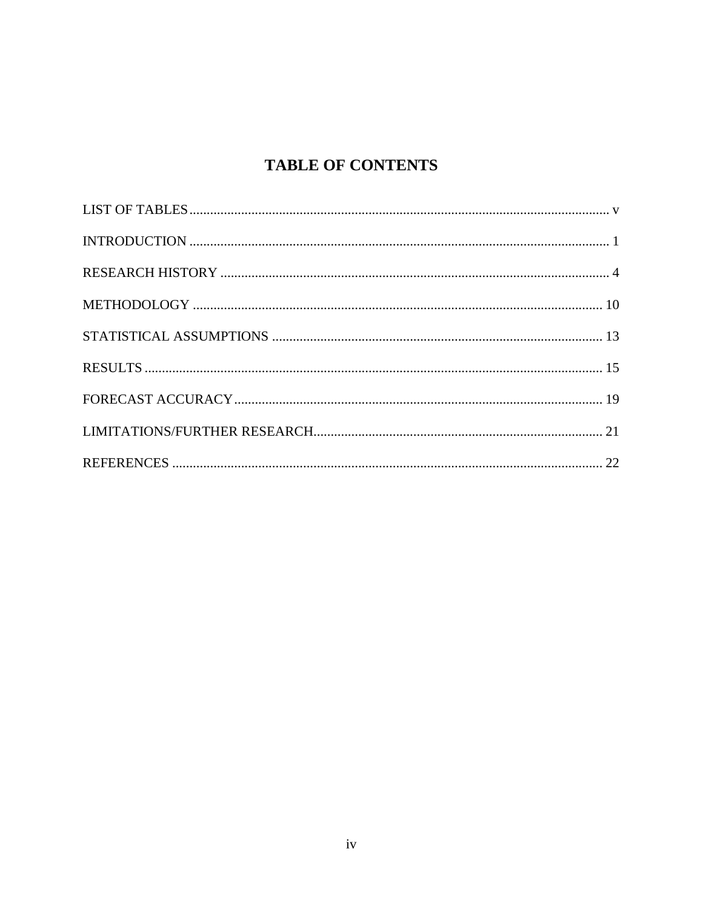# TABLE OF CONTENTS

LIST OF TABLES.......................................................................................................................... v

INTRODUCTION .......................................................................................................................... 1

RESEARCH HISTORY ................................................................................................................. 4

METHODOLOGY ....................................................................................................................... 10

STATISTICAL ASSUMPTIONS ................................................................................................ 13

RESULTS ..................................................................................................................................... 15

FORECAST ACCURACY........................................................................................................... 19

LIMITATIONS/FURTHER RESEARCH.................................................................................... 21

REFERENCES ............................................................................................................................. 22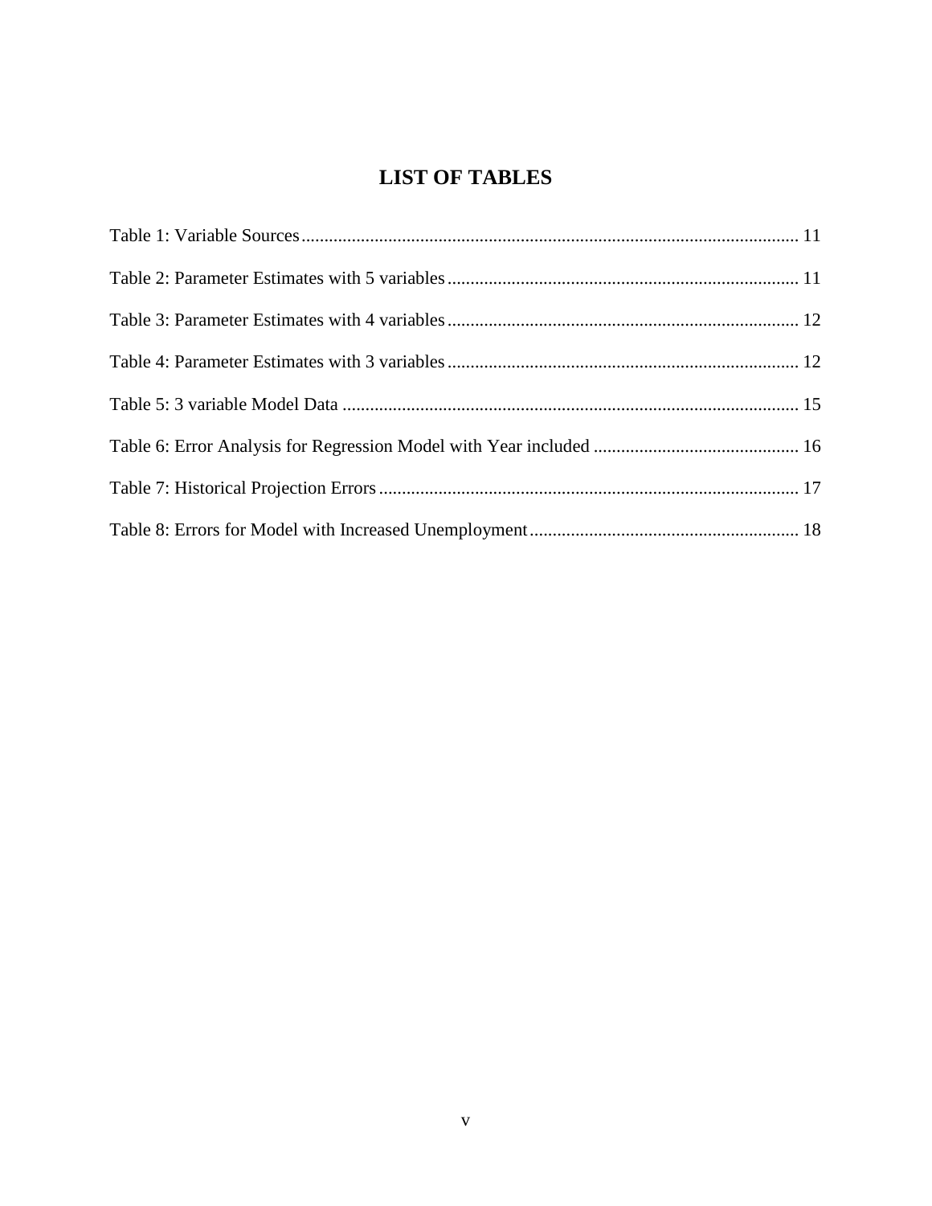# LIST OF TABLES

Table 1: Variable Sources ........................................................................................................ 11

Table 2: Parameter Estimates with 5 variables ......................................................................... 11

Table 3: Parameter Estimates with 4 variables ......................................................................... 12

Table 4: Parameter Estimates with 3 variables ......................................................................... 12

Table 5: 3 variable Model Data ................................................................................................ 15

Table 6: Error Analysis for Regression Model with Year included ......................................... 16

Table 7: Historical Projection Errors ........................................................................................ 17

Table 8: Errors for Model with Increased Unemployment ....................................................... 18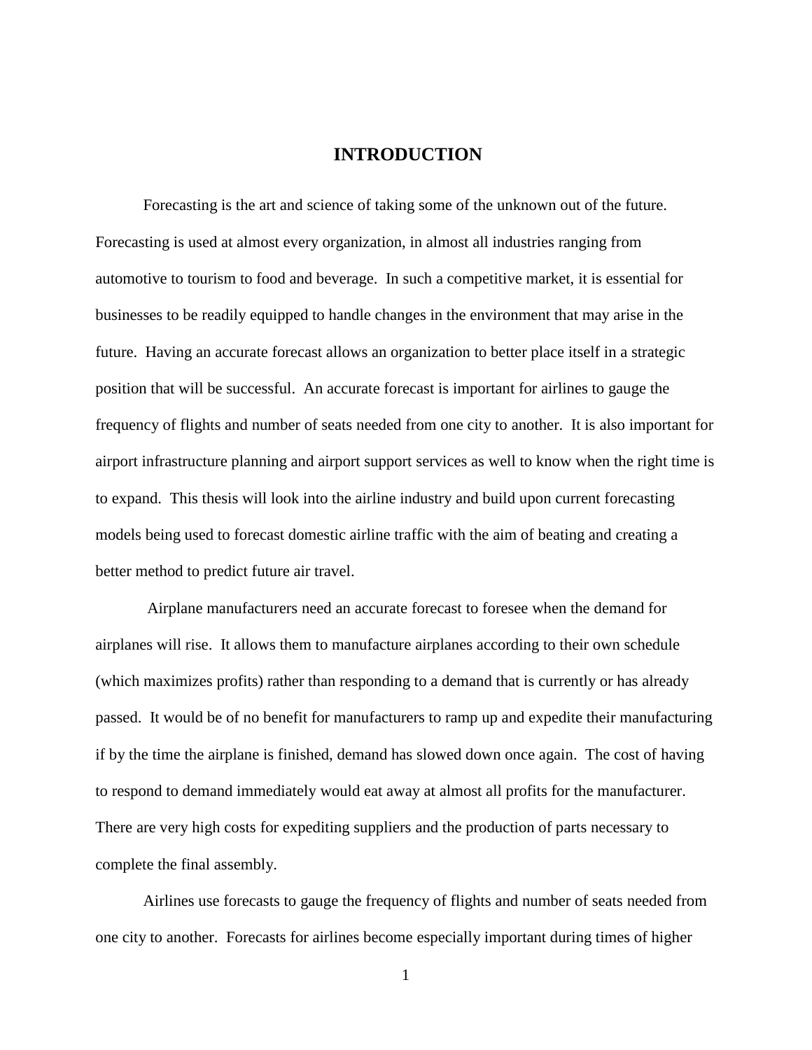# INTRODUCTION

Forecasting is the art and science of taking some of the unknown out of the future. Forecasting is used at almost every organization, in almost all industries ranging from automotive to tourism to food and beverage. In such a competitive market, it is essential for businesses to be readily equipped to handle changes in the environment that may arise in the future. Having an accurate forecast allows an organization to better place itself in a strategic position that will be successful. An accurate forecast is important for airlines to gauge the frequency of flights and number of seats needed from one city to another. It is also important for airport infrastructure planning and airport support services as well to know when the right time is to expand. This thesis will look into the airline industry and build upon current forecasting models being used to forecast domestic airline traffic with the aim of beating and creating a better method to predict future air travel.

Airplane manufacturers need an accurate forecast to foresee when the demand for airplanes will rise. It allows them to manufacture airplanes according to their own schedule (which maximizes profits) rather than responding to a demand that is currently or has already passed. It would be of no benefit for manufacturers to ramp up and expedite their manufacturing if by the time the airplane is finished, demand has slowed down once again. The cost of having to respond to demand immediately would eat away at almost all profits for the manufacturer. There are very high costs for expediting suppliers and the production of parts necessary to complete the final assembly.

Airlines use forecasts to gauge the frequency of flights and number of seats needed from one city to another. Forecasts for airlines become especially important during times of higher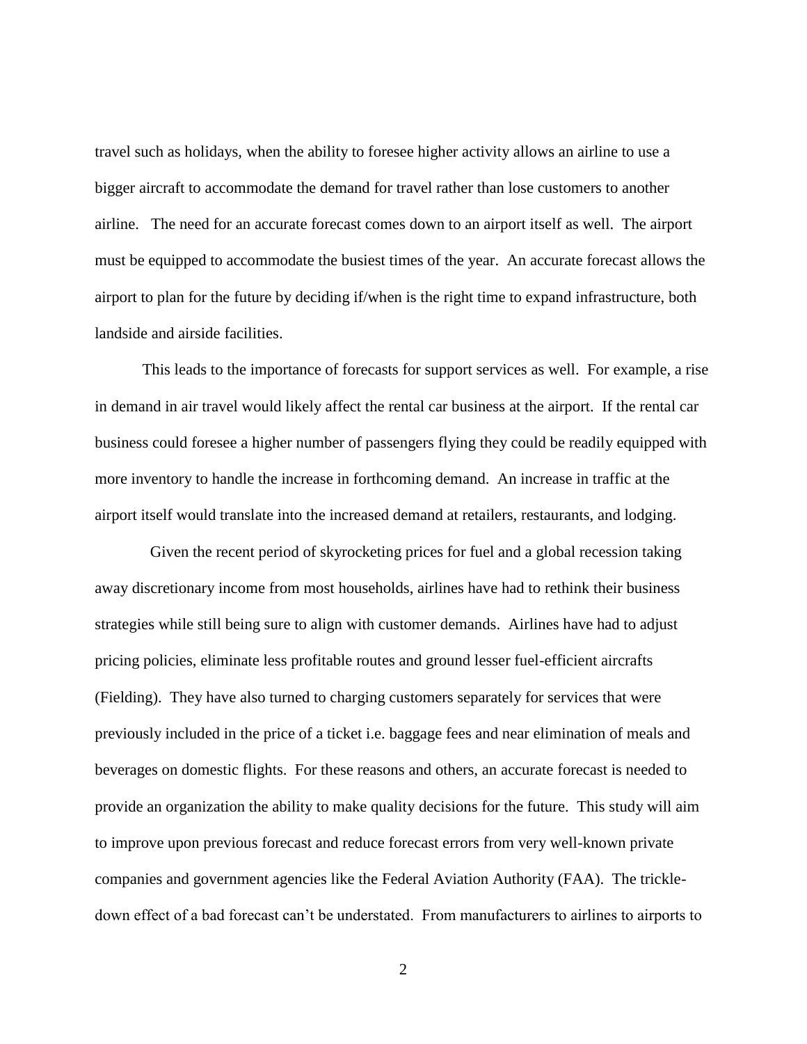travel such as holidays, when the ability to foresee higher activity allows an airline to use a bigger aircraft to accommodate the demand for travel rather than lose customers to another airline. The need for an accurate forecast comes down to an airport itself as well. The airport must be equipped to accommodate the busiest times of the year. An accurate forecast allows the airport to plan for the future by deciding if/when is the right time to expand infrastructure, both landside and airside facilities.

This leads to the importance of forecasts for support services as well. For example, a rise in demand in air travel would likely affect the rental car business at the airport. If the rental car business could foresee a higher number of passengers flying they could be readily equipped with more inventory to handle the increase in forthcoming demand. An increase in traffic at the airport itself would translate into the increased demand at retailers, restaurants, and lodging.

Given the recent period of skyrocketing prices for fuel and a global recession taking away discretionary income from most households, airlines have had to rethink their business strategies while still being sure to align with customer demands. Airlines have had to adjust pricing policies, eliminate less profitable routes and ground lesser fuel-efficient aircrafts (Fielding). They have also turned to charging customers separately for services that were previously included in the price of a ticket i.e. baggage fees and near elimination of meals and beverages on domestic flights. For these reasons and others, an accurate forecast is needed to provide an organization the ability to make quality decisions for the future. This study will aim to improve upon previous forecast and reduce forecast errors from very well-known private companies and government agencies like the Federal Aviation Authority (FAA). The trickle-down effect of a bad forecast can't be understated. From manufacturers to airlines to airports to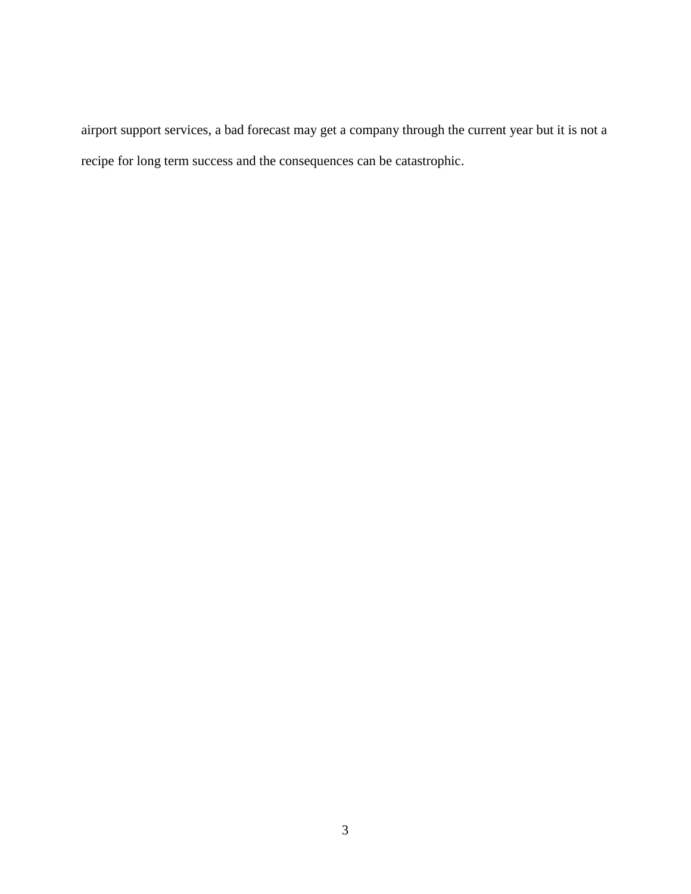airport support services, a bad forecast may get a company through the current year but it is not a recipe for long term success and the consequences can be catastrophic.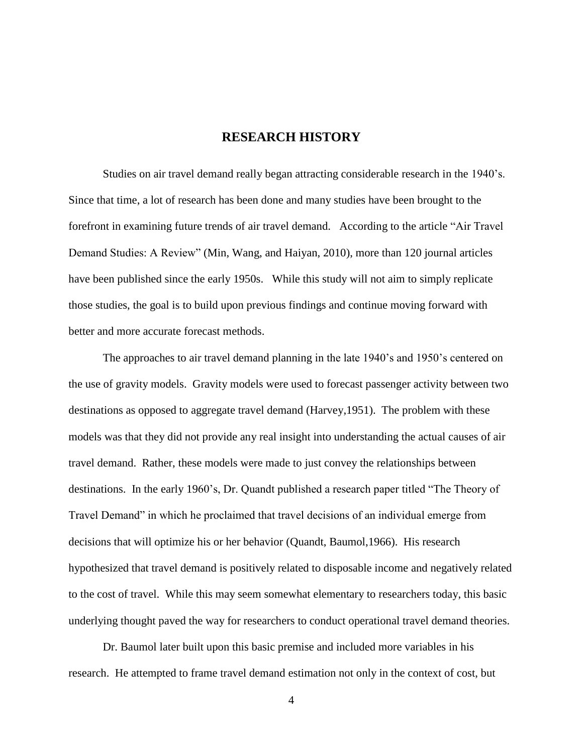# RESEARCH HISTORY

Studies on air travel demand really began attracting considerable research in the 1940's. Since that time, a lot of research has been done and many studies have been brought to the forefront in examining future trends of air travel demand. According to the article "Air Travel Demand Studies: A Review" (Min, Wang, and Haiyan, 2010), more than 120 journal articles have been published since the early 1950s. While this study will not aim to simply replicate those studies, the goal is to build upon previous findings and continue moving forward with better and more accurate forecast methods.

The approaches to air travel demand planning in the late 1940's and 1950's centered on the use of gravity models. Gravity models were used to forecast passenger activity between two destinations as opposed to aggregate travel demand (Harvey,1951). The problem with these models was that they did not provide any real insight into understanding the actual causes of air travel demand. Rather, these models were made to just convey the relationships between destinations. In the early 1960's, Dr. Quandt published a research paper titled "The Theory of Travel Demand" in which he proclaimed that travel decisions of an individual emerge from decisions that will optimize his or her behavior (Quandt, Baumol,1966). His research hypothesized that travel demand is positively related to disposable income and negatively related to the cost of travel. While this may seem somewhat elementary to researchers today, this basic underlying thought paved the way for researchers to conduct operational travel demand theories.

Dr. Baumol later built upon this basic premise and included more variables in his research. He attempted to frame travel demand estimation not only in the context of cost, but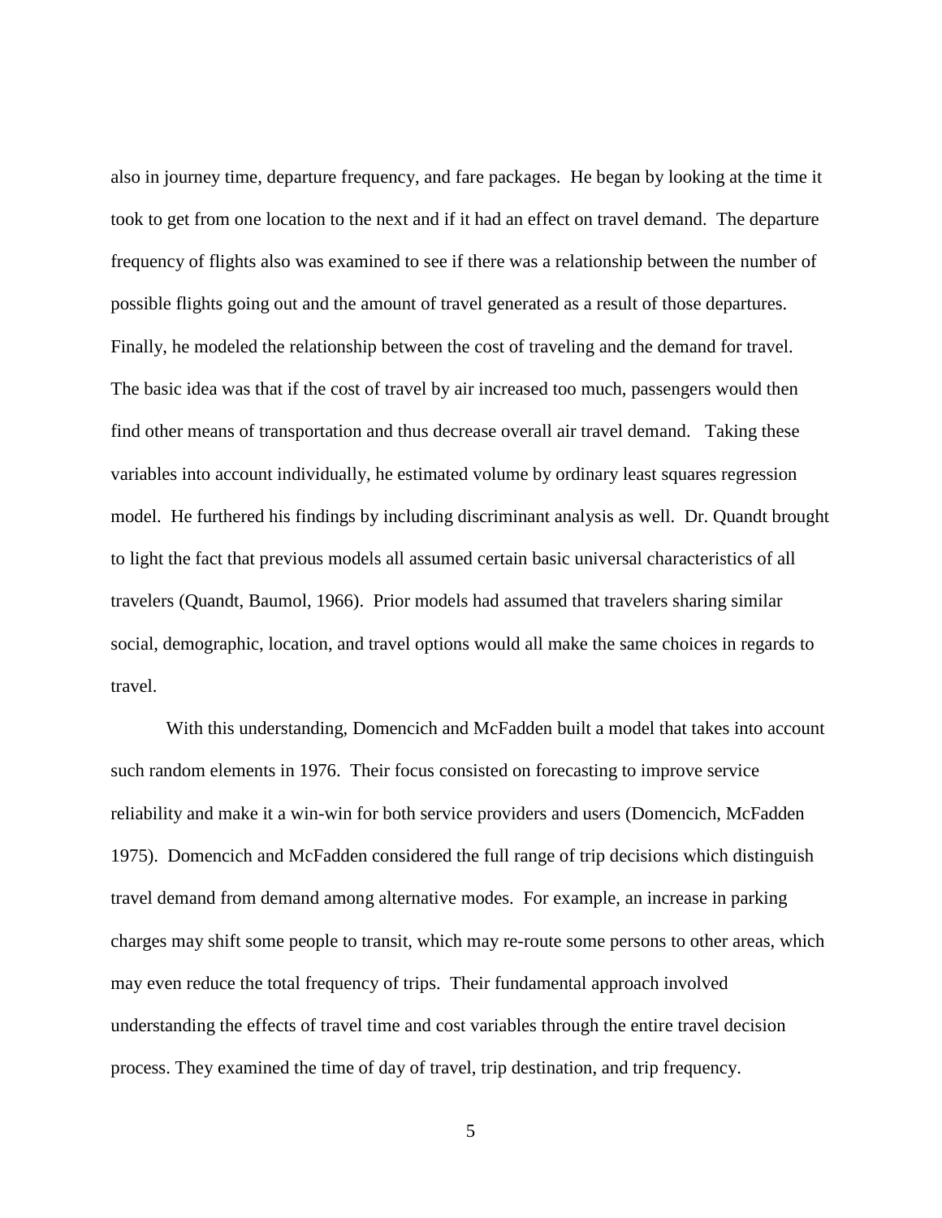also in journey time, departure frequency, and fare packages. He began by looking at the time it took to get from one location to the next and if it had an effect on travel demand. The departure frequency of flights also was examined to see if there was a relationship between the number of possible flights going out and the amount of travel generated as a result of those departures. Finally, he modeled the relationship between the cost of traveling and the demand for travel. The basic idea was that if the cost of travel by air increased too much, passengers would then find other means of transportation and thus decrease overall air travel demand. Taking these variables into account individually, he estimated volume by ordinary least squares regression model. He furthered his findings by including discriminant analysis as well. Dr. Quandt brought to light the fact that previous models all assumed certain basic universal characteristics of all travelers (Quandt, Baumol, 1966). Prior models had assumed that travelers sharing similar social, demographic, location, and travel options would all make the same choices in regards to travel.

With this understanding, Domencich and McFadden built a model that takes into account such random elements in 1976. Their focus consisted on forecasting to improve service reliability and make it a win-win for both service providers and users (Domencich, McFadden 1975). Domencich and McFadden considered the full range of trip decisions which distinguish travel demand from demand among alternative modes. For example, an increase in parking charges may shift some people to transit, which may re-route some persons to other areas, which may even reduce the total frequency of trips. Their fundamental approach involved understanding the effects of travel time and cost variables through the entire travel decision process. They examined the time of day of travel, trip destination, and trip frequency.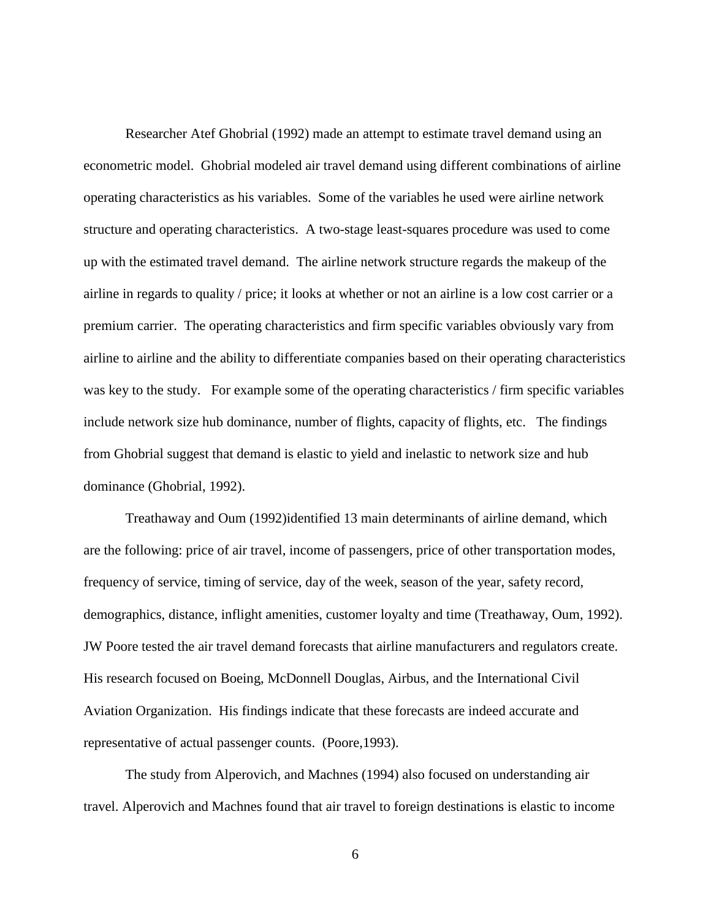Researcher Atef Ghobrial (1992) made an attempt to estimate travel demand using an econometric model. Ghobrial modeled air travel demand using different combinations of airline operating characteristics as his variables. Some of the variables he used were airline network structure and operating characteristics. A two-stage least-squares procedure was used to come up with the estimated travel demand. The airline network structure regards the makeup of the airline in regards to quality / price; it looks at whether or not an airline is a low cost carrier or a premium carrier. The operating characteristics and firm specific variables obviously vary from airline to airline and the ability to differentiate companies based on their operating characteristics was key to the study. For example some of the operating characteristics / firm specific variables include network size hub dominance, number of flights, capacity of flights, etc. The findings from Ghobrial suggest that demand is elastic to yield and inelastic to network size and hub dominance (Ghobrial, 1992).

Treathaway and Oum (1992)identified 13 main determinants of airline demand, which are the following: price of air travel, income of passengers, price of other transportation modes, frequency of service, timing of service, day of the week, season of the year, safety record, demographics, distance, inflight amenities, customer loyalty and time (Treathaway, Oum, 1992). JW Poore tested the air travel demand forecasts that airline manufacturers and regulators create. His research focused on Boeing, McDonnell Douglas, Airbus, and the International Civil Aviation Organization. His findings indicate that these forecasts are indeed accurate and representative of actual passenger counts. (Poore,1993).

The study from Alperovich, and Machnes (1994) also focused on understanding air travel. Alperovich and Machnes found that air travel to foreign destinations is elastic to income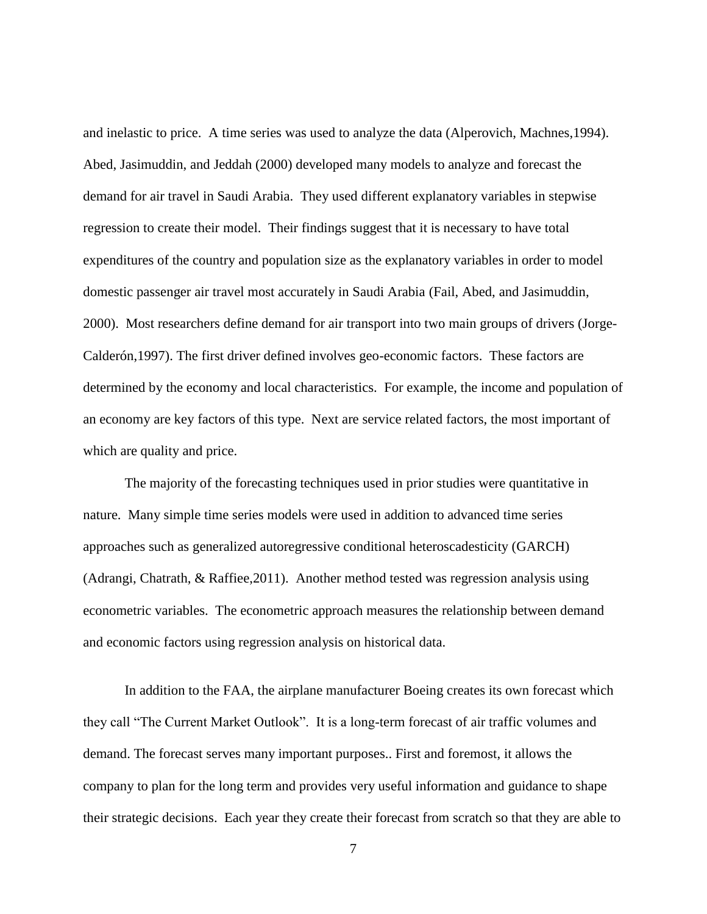and inelastic to price. A time series was used to analyze the data (Alperovich, Machnes,1994). Abed, Jasimuddin, and Jeddah (2000) developed many models to analyze and forecast the demand for air travel in Saudi Arabia. They used different explanatory variables in stepwise regression to create their model. Their findings suggest that it is necessary to have total expenditures of the country and population size as the explanatory variables in order to model domestic passenger air travel most accurately in Saudi Arabia (Fail, Abed, and Jasimuddin, 2000). Most researchers define demand for air transport into two main groups of drivers (Jorge-Calderón,1997). The first driver defined involves geo-economic factors. These factors are determined by the economy and local characteristics. For example, the income and population of an economy are key factors of this type. Next are service related factors, the most important of which are quality and price.

The majority of the forecasting techniques used in prior studies were quantitative in nature. Many simple time series models were used in addition to advanced time series approaches such as generalized autoregressive conditional heteroscadesticity (GARCH) (Adrangi, Chatrath, & Raffiee,2011). Another method tested was regression analysis using econometric variables. The econometric approach measures the relationship between demand and economic factors using regression analysis on historical data.

In addition to the FAA, the airplane manufacturer Boeing creates its own forecast which they call "The Current Market Outlook". It is a long-term forecast of air traffic volumes and demand. The forecast serves many important purposes.. First and foremost, it allows the company to plan for the long term and provides very useful information and guidance to shape their strategic decisions. Each year they create their forecast from scratch so that they are able to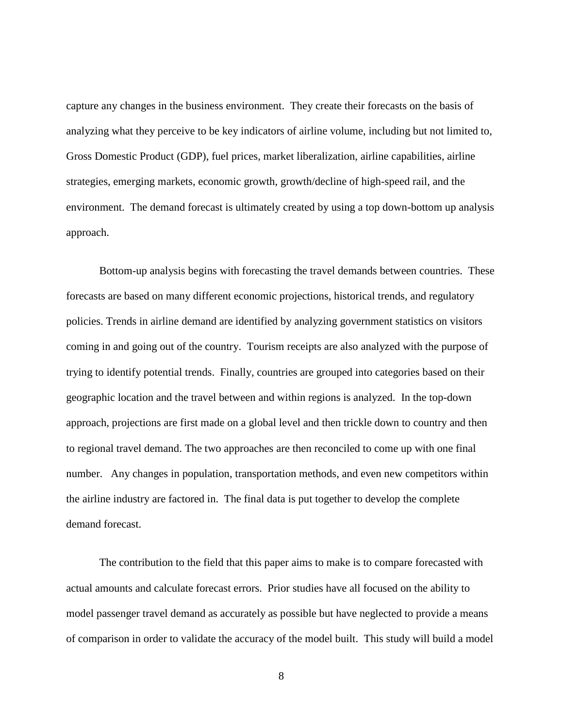capture any changes in the business environment. They create their forecasts on the basis of analyzing what they perceive to be key indicators of airline volume, including but not limited to, Gross Domestic Product (GDP), fuel prices, market liberalization, airline capabilities, airline strategies, emerging markets, economic growth, growth/decline of high-speed rail, and the environment. The demand forecast is ultimately created by using a top down-bottom up analysis approach.

Bottom-up analysis begins with forecasting the travel demands between countries. These forecasts are based on many different economic projections, historical trends, and regulatory policies. Trends in airline demand are identified by analyzing government statistics on visitors coming in and going out of the country. Tourism receipts are also analyzed with the purpose of trying to identify potential trends. Finally, countries are grouped into categories based on their geographic location and the travel between and within regions is analyzed. In the top-down approach, projections are first made on a global level and then trickle down to country and then to regional travel demand. The two approaches are then reconciled to come up with one final number. Any changes in population, transportation methods, and even new competitors within the airline industry are factored in. The final data is put together to develop the complete demand forecast.

The contribution to the field that this paper aims to make is to compare forecasted with actual amounts and calculate forecast errors. Prior studies have all focused on the ability to model passenger travel demand as accurately as possible but have neglected to provide a means of comparison in order to validate the accuracy of the model built. This study will build a model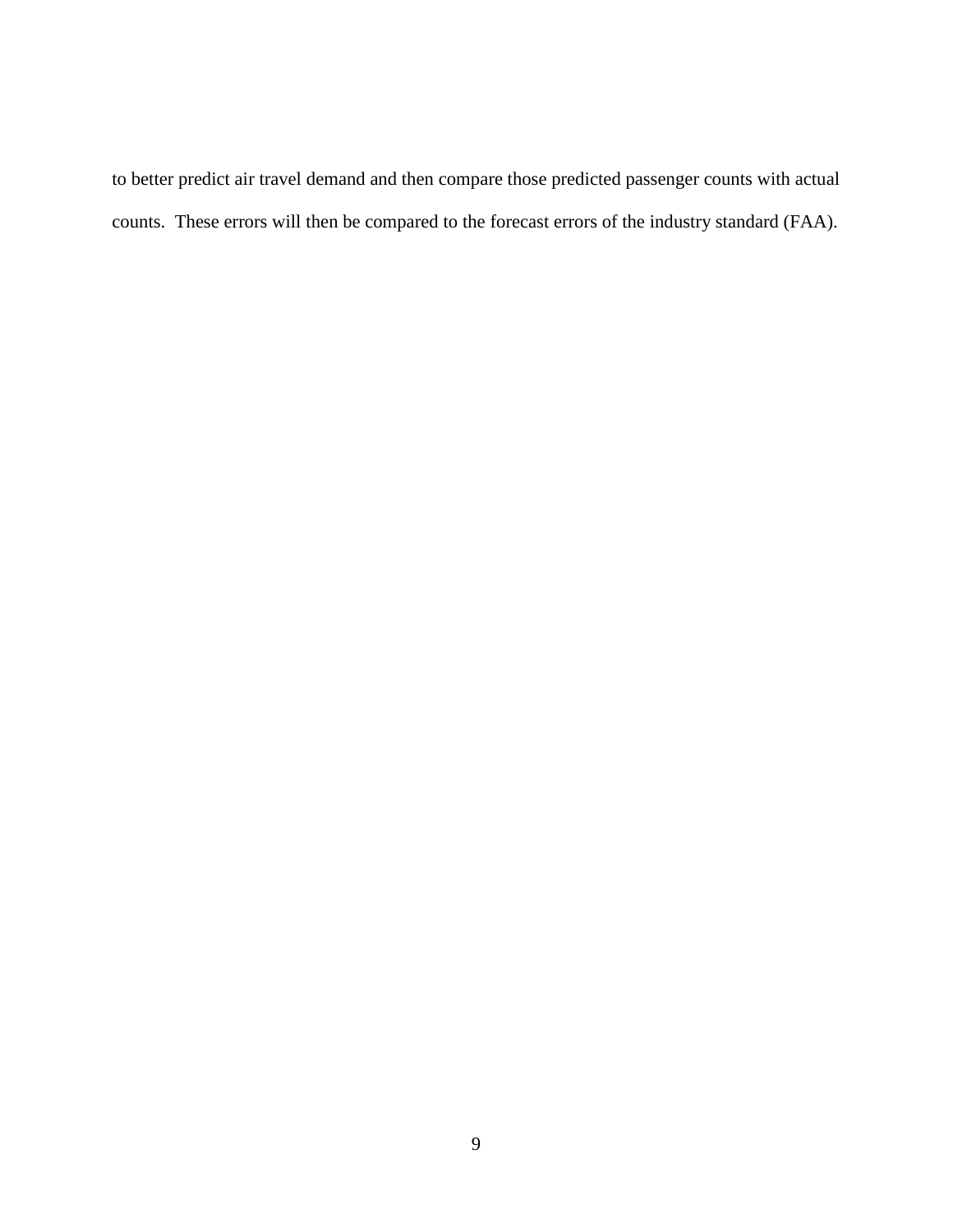to better predict air travel demand and then compare those predicted passenger counts with actual counts.  These errors will then be compared to the forecast errors of the industry standard (FAA).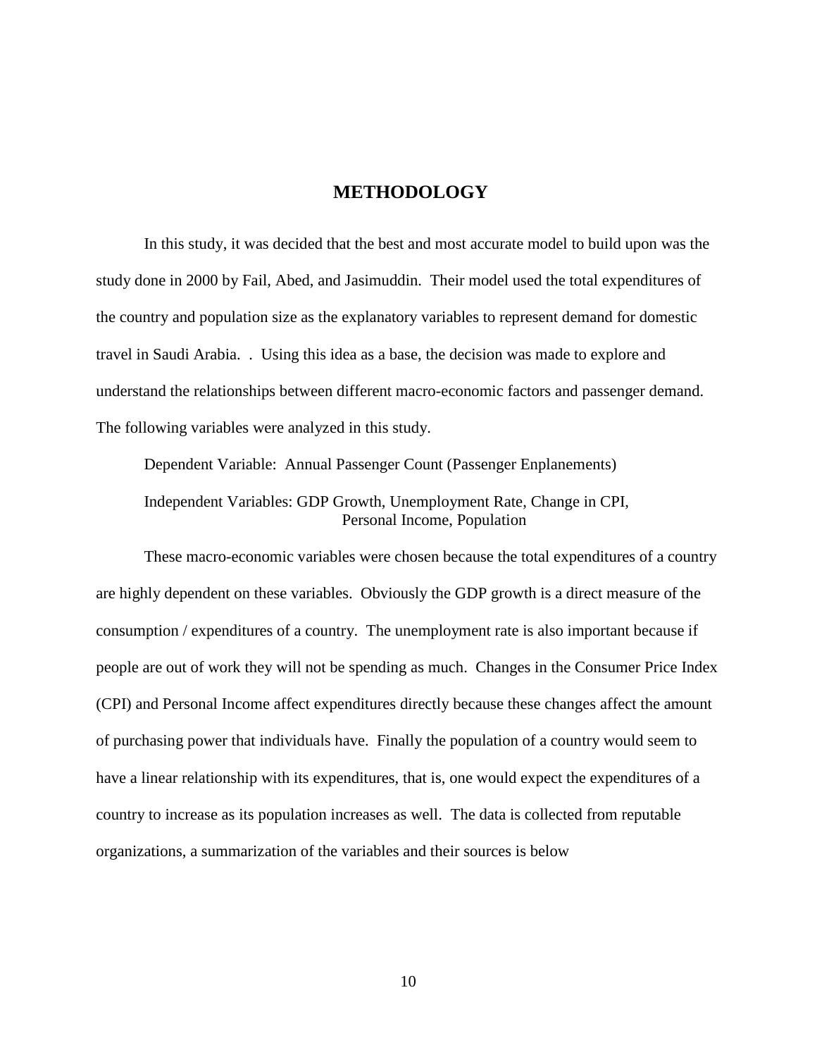# METHODOLOGY

In this study, it was decided that the best and most accurate model to build upon was the study done in 2000 by Fail, Abed, and Jasimuddin. Their model used the total expenditures of the country and population size as the explanatory variables to represent demand for domestic travel in Saudi Arabia. . Using this idea as a base, the decision was made to explore and understand the relationships between different macro-economic factors and passenger demand. The following variables were analyzed in this study.

Dependent Variable: Annual Passenger Count (Passenger Enplanements)

Independent Variables: GDP Growth, Unemployment Rate, Change in CPI, Personal Income, Population

These macro-economic variables were chosen because the total expenditures of a country are highly dependent on these variables. Obviously the GDP growth is a direct measure of the consumption / expenditures of a country. The unemployment rate is also important because if people are out of work they will not be spending as much. Changes in the Consumer Price Index (CPI) and Personal Income affect expenditures directly because these changes affect the amount of purchasing power that individuals have. Finally the population of a country would seem to have a linear relationship with its expenditures, that is, one would expect the expenditures of a country to increase as its population increases as well. The data is collected from reputable organizations, a summarization of the variables and their sources is below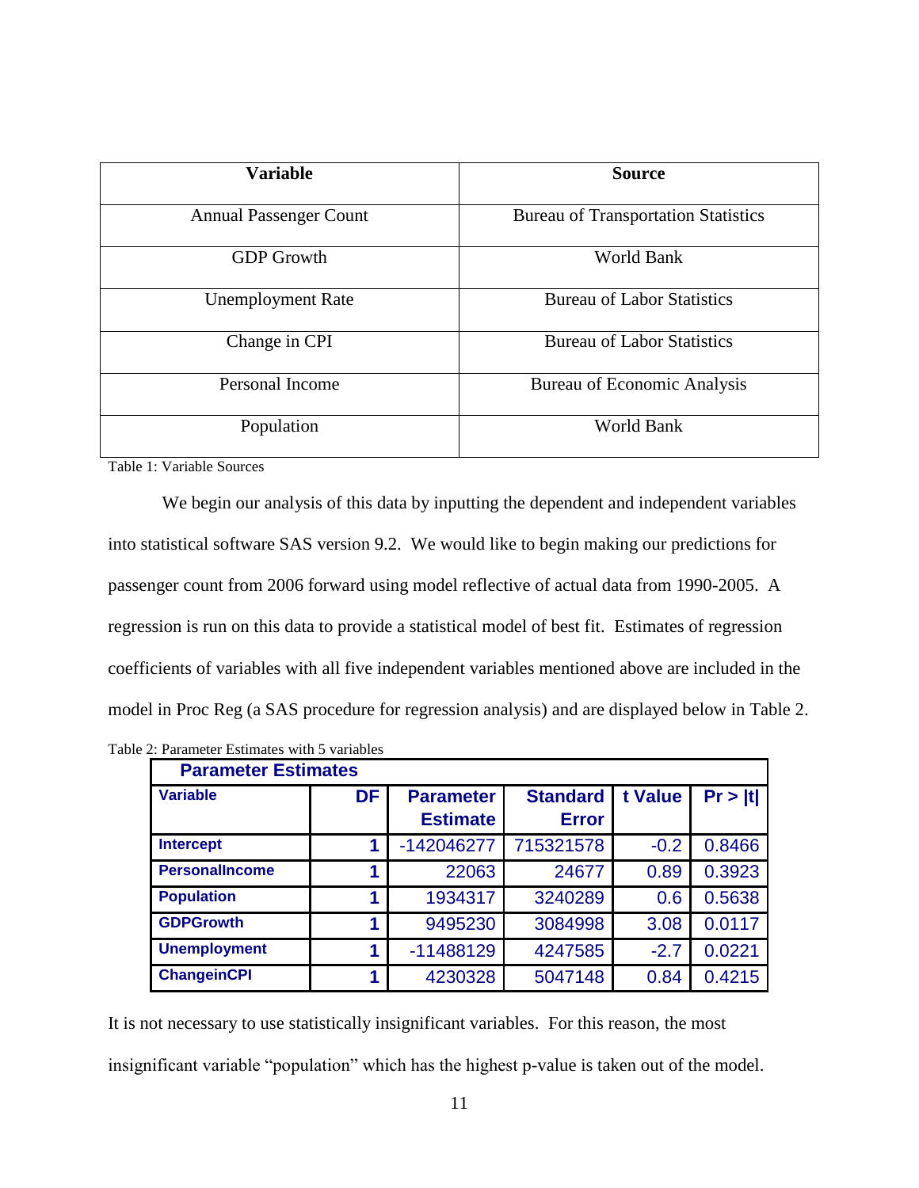| Variable | Source |
|---|---|
| Annual Passenger Count | Bureau of Transportation Statistics |
| GDP Growth | World Bank |
| Unemployment Rate | Bureau of Labor Statistics |
| Change in CPI | Bureau of Labor Statistics |
| Personal Income | Bureau of Economic Analysis |
| Population | World Bank |

Table 1: Variable Sources

We begin our analysis of this data by inputting the dependent and independent variables into statistical software SAS version 9.2. We would like to begin making our predictions for passenger count from 2006 forward using model reflective of actual data from 1990-2005. A regression is run on this data to provide a statistical model of best fit. Estimates of regression coefficients of variables with all five independent variables mentioned above are included in the model in Proc Reg (a SAS procedure for regression analysis) and are displayed below in Table 2.

Table 2: Parameter Estimates with 5 variables

**Parameter Estimates**

| Variable | DF | Parameter Estimate | Standard Error | t Value | Pr > \|t\| |
|---|---|---|---|---|---|
| Intercept | 1 | -142046277 | 715321578 | -0.2 | 0.8466 |
| PersonalIncome | 1 | 22063 | 24677 | 0.89 | 0.3923 |
| Population | 1 | 1934317 | 3240289 | 0.6 | 0.5638 |
| GDPGrowth | 1 | 9495230 | 3084998 | 3.08 | 0.0117 |
| Unemployment | 1 | -11488129 | 4247585 | -2.7 | 0.0221 |
| ChangeinCPI | 1 | 4230328 | 5047148 | 0.84 | 0.4215 |

It is not necessary to use statistically insignificant variables. For this reason, the most insignificant variable "population" which has the highest p-value is taken out of the model.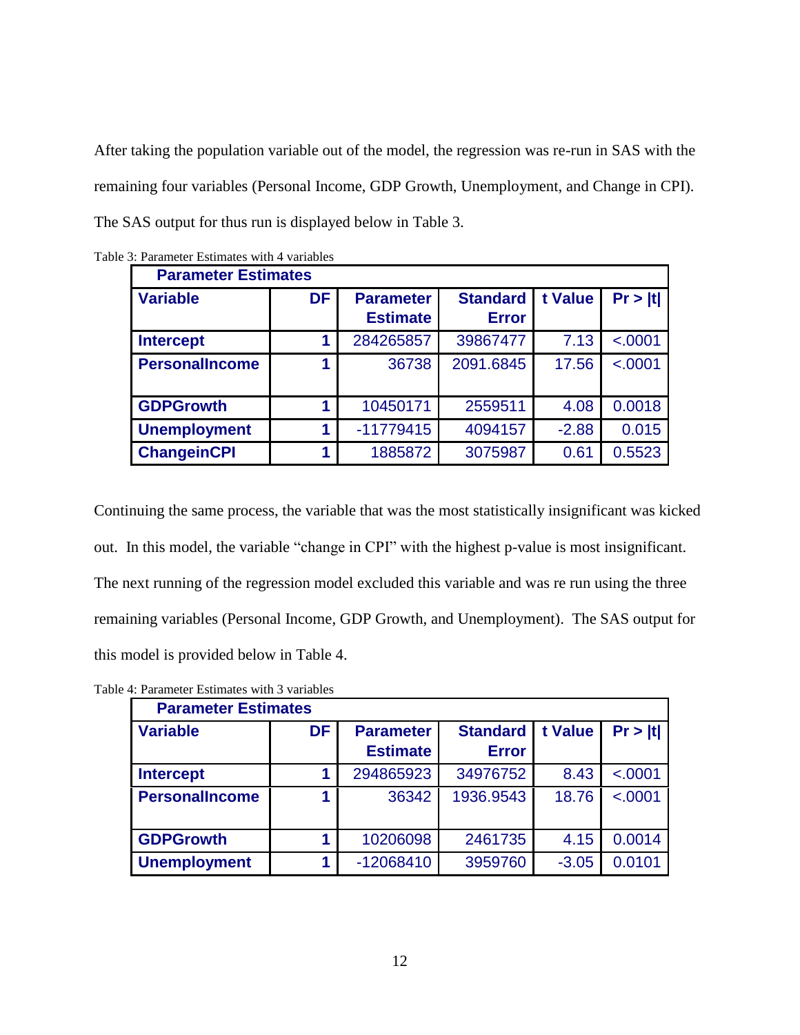After taking the population variable out of the model, the regression was re-run in SAS with the remaining four variables (Personal Income, GDP Growth, Unemployment, and Change in CPI). The SAS output for thus run is displayed below in Table 3.

Table 3: Parameter Estimates with 4 variables

| Parameter Estimates | | | | | |
|---|---|---|---|---|---|
| **Variable** | **DF** | **Parameter Estimate** | **Standard Error** | **t Value** | **Pr > \|t\|** |
| **Intercept** | 1 | 284265857 | 39867477 | 7.13 | <.0001 |
| **PersonalIncome** | 1 | 36738 | 2091.6845 | 17.56 | <.0001 |
| **GDPGrowth** | 1 | 10450171 | 2559511 | 4.08 | 0.0018 |
| **Unemployment** | 1 | -11779415 | 4094157 | -2.88 | 0.015 |
| **ChangeinCPI** | 1 | 1885872 | 3075987 | 0.61 | 0.5523 |

Continuing the same process, the variable that was the most statistically insignificant was kicked out. In this model, the variable "change in CPI" with the highest p-value is most insignificant. The next running of the regression model excluded this variable and was re run using the three remaining variables (Personal Income, GDP Growth, and Unemployment). The SAS output for this model is provided below in Table 4.

Table 4: Parameter Estimates with 3 variables

| Parameter Estimates | | | | | |
|---|---|---|---|---|---|
| **Variable** | **DF** | **Parameter Estimate** | **Standard Error** | **t Value** | **Pr > \|t\|** |
| **Intercept** | 1 | 294865923 | 34976752 | 8.43 | <.0001 |
| **PersonalIncome** | 1 | 36342 | 1936.9543 | 18.76 | <.0001 |
| **GDPGrowth** | 1 | 10206098 | 2461735 | 4.15 | 0.0014 |
| **Unemployment** | 1 | -12068410 | 3959760 | -3.05 | 0.0101 |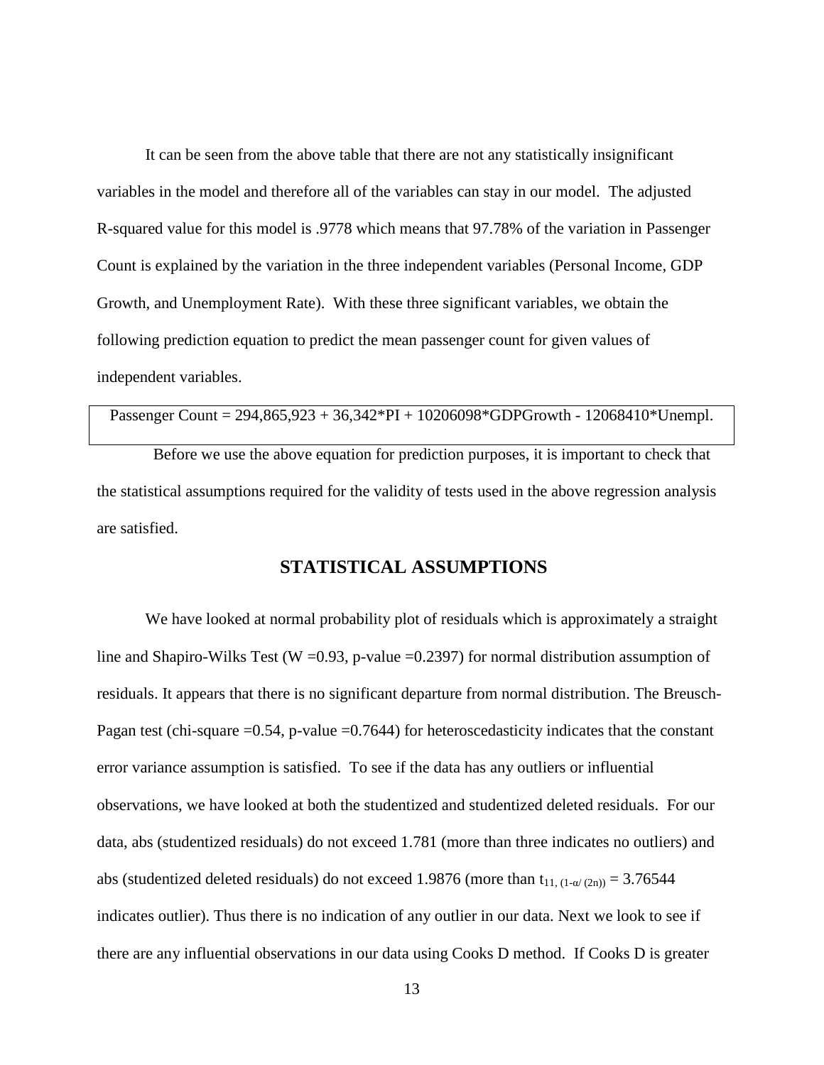It can be seen from the above table that there are not any statistically insignificant variables in the model and therefore all of the variables can stay in our model. The adjusted R-squared value for this model is .9778 which means that 97.78% of the variation in Passenger Count is explained by the variation in the three independent variables (Personal Income, GDP Growth, and Unemployment Rate). With these three significant variables, we obtain the following prediction equation to predict the mean passenger count for given values of independent variables.

| Passenger Count = 294,865,923 + 36,342*PI + 10206098*GDPGrowth - 12068410*Unempl. |
|---|

Before we use the above equation for prediction purposes, it is important to check that the statistical assumptions required for the validity of tests used in the above regression analysis are satisfied.

## STATISTICAL ASSUMPTIONS

We have looked at normal probability plot of residuals which is approximately a straight line and Shapiro-Wilks Test (W =0.93, p-value =0.2397) for normal distribution assumption of residuals. It appears that there is no significant departure from normal distribution. The Breusch-Pagan test (chi-square =0.54, p-value =0.7644) for heteroscedasticity indicates that the constant error variance assumption is satisfied. To see if the data has any outliers or influential observations, we have looked at both the studentized and studentized deleted residuals. For our data, abs (studentized residuals) do not exceed 1.781 (more than three indicates no outliers) and abs (studentized deleted residuals) do not exceed 1.9876 (more than $t_{11, (1-\alpha/(2n))} = 3.76544$ indicates outlier). Thus there is no indication of any outlier in our data. Next we look to see if there are any influential observations in our data using Cooks D method. If Cooks D is greater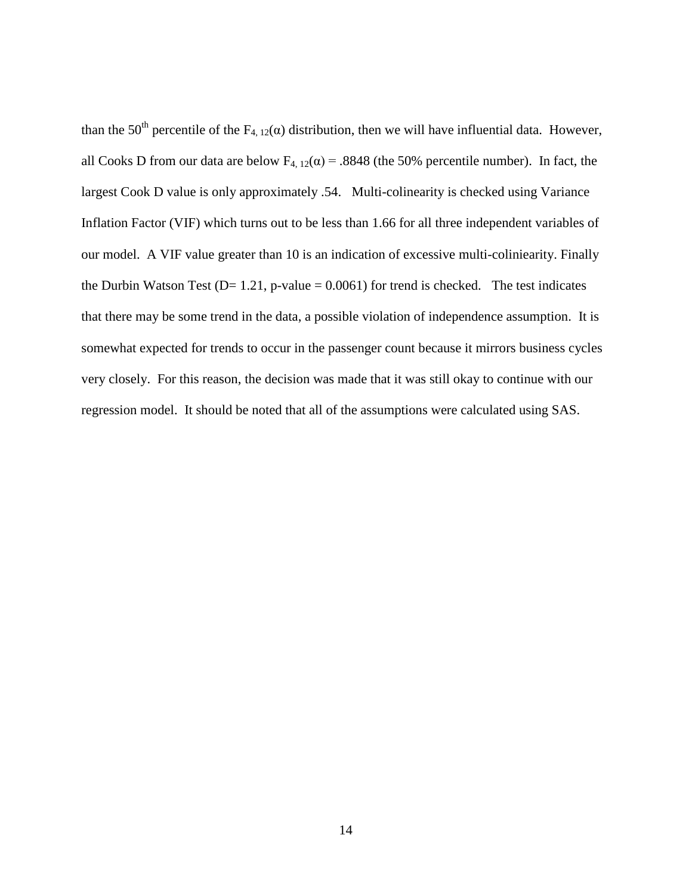than the 50th percentile of the $F_{4, 12}(\alpha)$ distribution, then we will have influential data. However, all Cooks D from our data are below $F_{4, 12}(\alpha) = .8848$ (the 50% percentile number). In fact, the largest Cook D value is only approximately .54. Multi-colinearity is checked using Variance Inflation Factor (VIF) which turns out to be less than 1.66 for all three independent variables of our model. A VIF value greater than 10 is an indication of excessive multi-coliniearity. Finally the Durbin Watson Test (D= 1.21, p-value = 0.0061) for trend is checked. The test indicates that there may be some trend in the data, a possible violation of independence assumption. It is somewhat expected for trends to occur in the passenger count because it mirrors business cycles very closely. For this reason, the decision was made that it was still okay to continue with our regression model. It should be noted that all of the assumptions were calculated using SAS.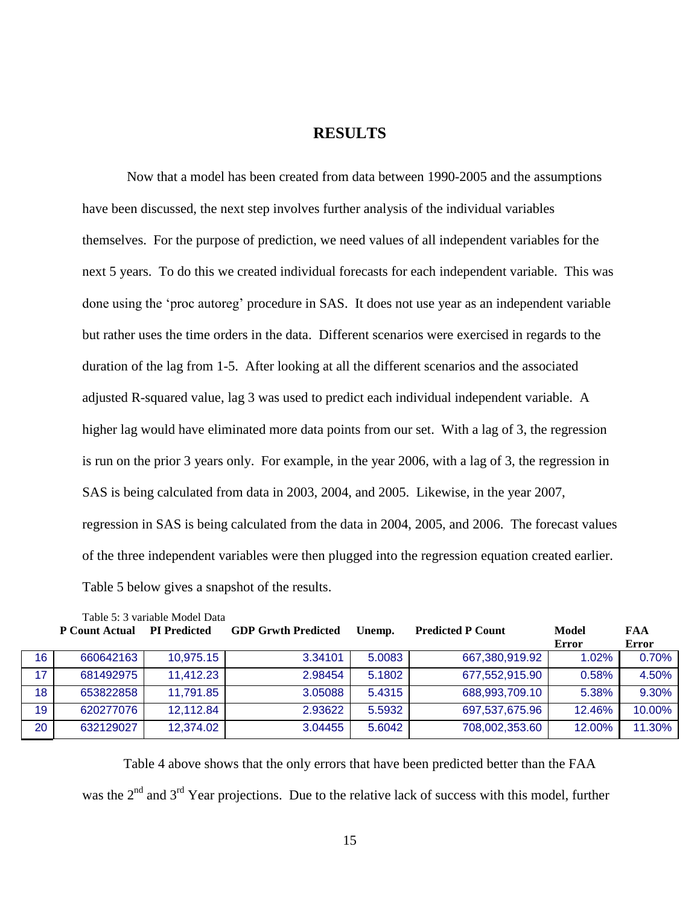# RESULTS

Now that a model has been created from data between 1990-2005 and the assumptions have been discussed, the next step involves further analysis of the individual variables themselves. For the purpose of prediction, we need values of all independent variables for the next 5 years. To do this we created individual forecasts for each independent variable. This was done using the 'proc autoreg' procedure in SAS. It does not use year as an independent variable but rather uses the time orders in the data. Different scenarios were exercised in regards to the duration of the lag from 1-5. After looking at all the different scenarios and the associated adjusted R-squared value, lag 3 was used to predict each individual independent variable. A higher lag would have eliminated more data points from our set. With a lag of 3, the regression is run on the prior 3 years only. For example, in the year 2006, with a lag of 3, the regression in SAS is being calculated from data in 2003, 2004, and 2005. Likewise, in the year 2007, regression in SAS is being calculated from the data in 2004, 2005, and 2006. The forecast values of the three independent variables were then plugged into the regression equation created earlier. Table 5 below gives a snapshot of the results.

Table 5: 3 variable Model Data

| | P Count Actual | PI Predicted | GDP Grwth Predicted | Unemp. | Predicted P Count | Model Error | FAA Error |
|---|---|---|---|---|---|---|---|
| 16 | 660642163 | 10,975.15 | 3.34101 | 5.0083 | 667,380,919.92 | 1.02% | 0.70% |
| 17 | 681492975 | 11,412.23 | 2.98454 | 5.1802 | 677,552,915.90 | 0.58% | 4.50% |
| 18 | 653822858 | 11,791.85 | 3.05088 | 5.4315 | 688,993,709.10 | 5.38% | 9.30% |
| 19 | 620277076 | 12,112.84 | 2.93622 | 5.5932 | 697,537,675.96 | 12.46% | 10.00% |
| 20 | 632129027 | 12,374.02 | 3.04455 | 5.6042 | 708,002,353.60 | 12.00% | 11.30% |

Table 4 above shows that the only errors that have been predicted better than the FAA was the 2nd and 3rd Year projections. Due to the relative lack of success with this model, further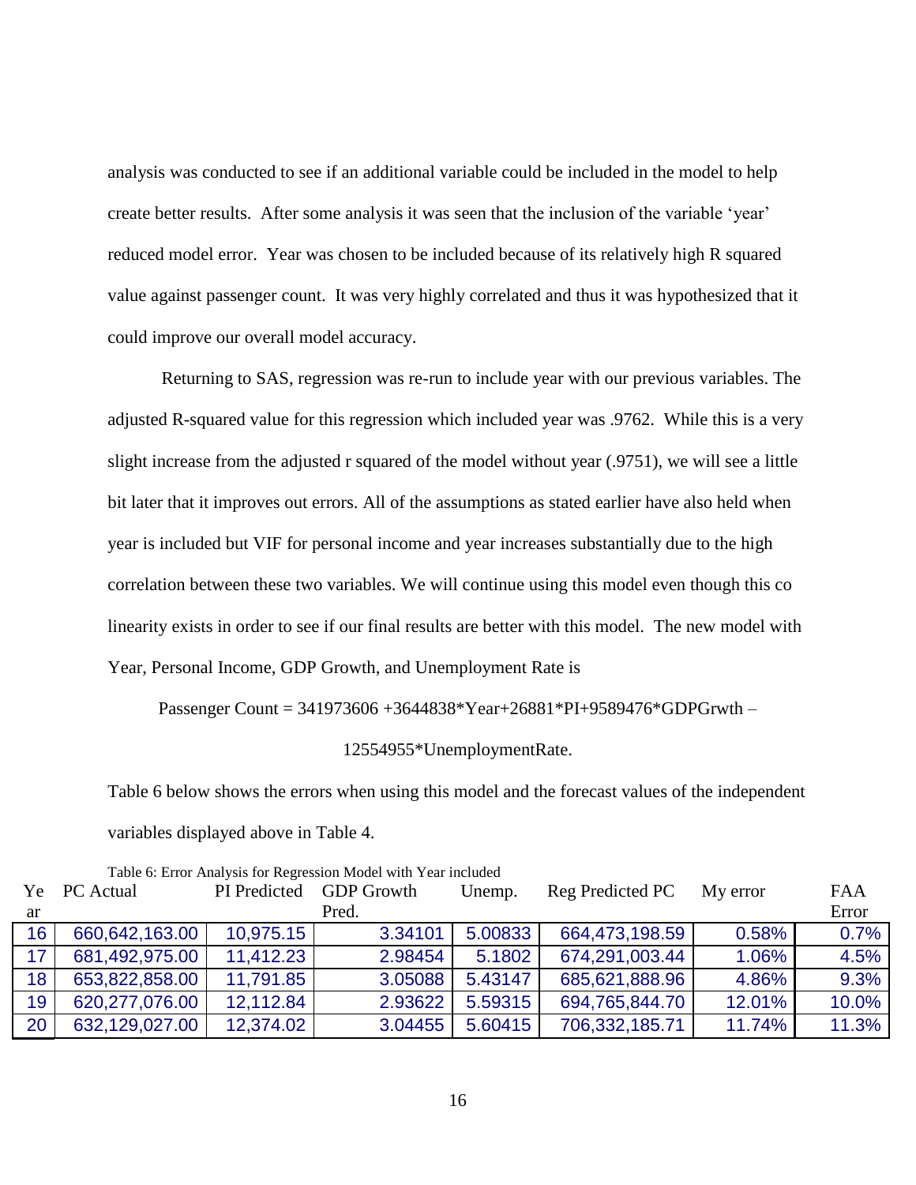analysis was conducted to see if an additional variable could be included in the model to help create better results. After some analysis it was seen that the inclusion of the variable 'year' reduced model error. Year was chosen to be included because of its relatively high R squared value against passenger count. It was very highly correlated and thus it was hypothesized that it could improve our overall model accuracy.

Returning to SAS, regression was re-run to include year with our previous variables. The adjusted R-squared value for this regression which included year was .9762. While this is a very slight increase from the adjusted r squared of the model without year (.9751), we will see a little bit later that it improves out errors. All of the assumptions as stated earlier have also held when year is included but VIF for personal income and year increases substantially due to the high correlation between these two variables. We will continue using this model even though this co linearity exists in order to see if our final results are better with this model. The new model with Year, Personal Income, GDP Growth, and Unemployment Rate is

$$\text{Passenger Count} = 341973606 + 3644838 \cdot \text{Year} + 26881 \cdot \text{PI} + 9589476 \cdot \text{GDPGrwth} - 12554955 \cdot \text{UnemploymentRate}.$$

Table 6 below shows the errors when using this model and the forecast values of the independent variables displayed above in Table 4.

Table 6: Error Analysis for Regression Model with Year included

| Year | PC Actual | PI Predicted | GDP Growth Pred. | Unemp. | Reg Predicted PC | My error | FAA Error |
|---|---|---|---|---|---|---|---|
| 16 | 660,642,163.00 | 10,975.15 | 3.34101 | 5.00833 | 664,473,198.59 | 0.58% | 0.7% |
| 17 | 681,492,975.00 | 11,412.23 | 2.98454 | 5.1802 | 674,291,003.44 | 1.06% | 4.5% |
| 18 | 653,822,858.00 | 11,791.85 | 3.05088 | 5.43147 | 685,621,888.96 | 4.86% | 9.3% |
| 19 | 620,277,076.00 | 12,112.84 | 2.93622 | 5.59315 | 694,765,844.70 | 12.01% | 10.0% |
| 20 | 632,129,027.00 | 12,374.02 | 3.04455 | 5.60415 | 706,332,185.71 | 11.74% | 11.3% |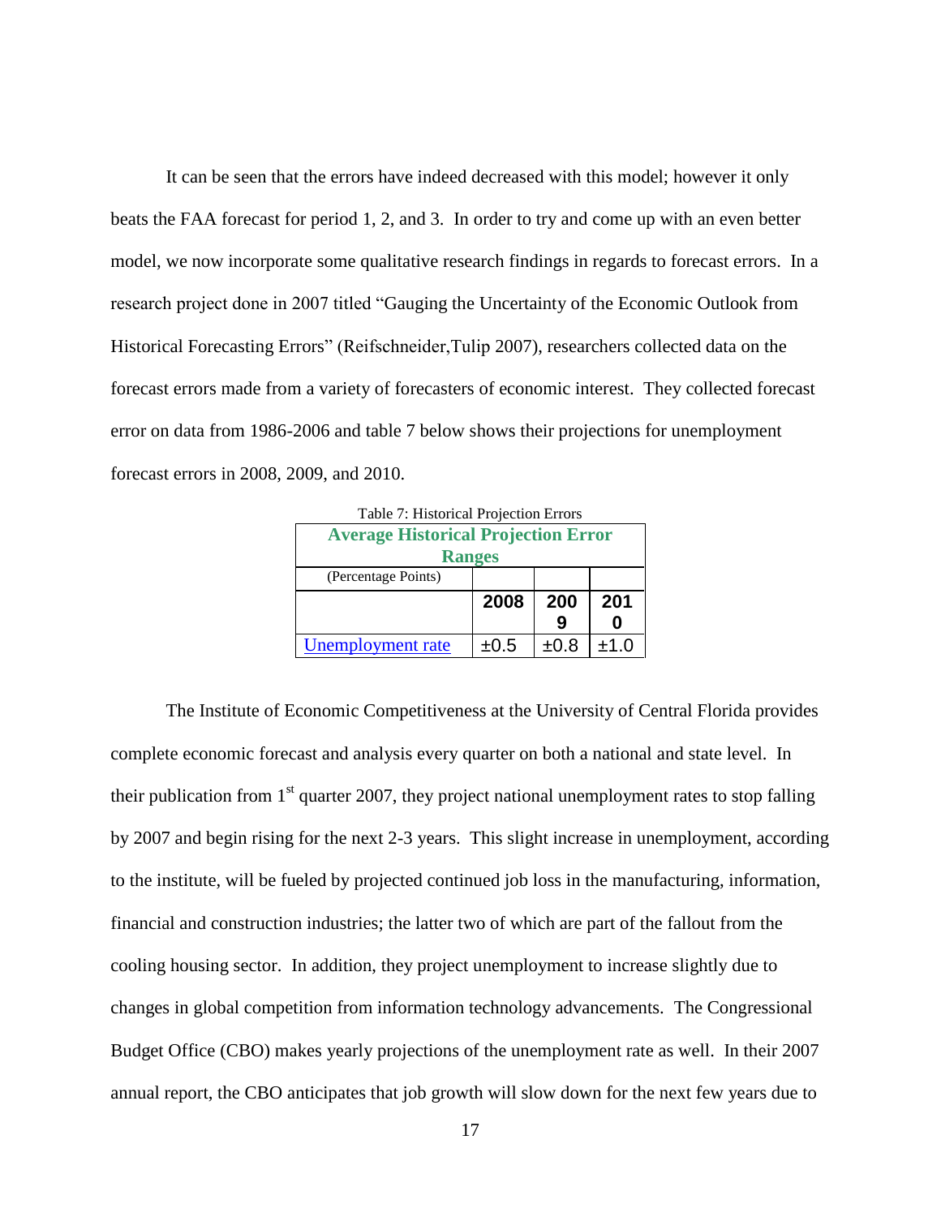It can be seen that the errors have indeed decreased with this model; however it only beats the FAA forecast for period 1, 2, and 3. In order to try and come up with an even better model, we now incorporate some qualitative research findings in regards to forecast errors. In a research project done in 2007 titled "Gauging the Uncertainty of the Economic Outlook from Historical Forecasting Errors" (Reifschneider,Tulip 2007), researchers collected data on the forecast errors made from a variety of forecasters of economic interest. They collected forecast error on data from 1986-2006 and table 7 below shows their projections for unemployment forecast errors in 2008, 2009, and 2010.

Table 7: Historical Projection Errors

| **Average Historical Projection Error Ranges** | | | |
|---|---|---|---|
| (Percentage Points) | | | |
| | **2008** | **2009** | **2010** |
| Unemployment rate | ±0.5 | ±0.8 | ±1.0 |

The Institute of Economic Competitiveness at the University of Central Florida provides complete economic forecast and analysis every quarter on both a national and state level. In their publication from 1st quarter 2007, they project national unemployment rates to stop falling by 2007 and begin rising for the next 2-3 years. This slight increase in unemployment, according to the institute, will be fueled by projected continued job loss in the manufacturing, information, financial and construction industries; the latter two of which are part of the fallout from the cooling housing sector. In addition, they project unemployment to increase slightly due to changes in global competition from information technology advancements. The Congressional Budget Office (CBO) makes yearly projections of the unemployment rate as well. In their 2007 annual report, the CBO anticipates that job growth will slow down for the next few years due to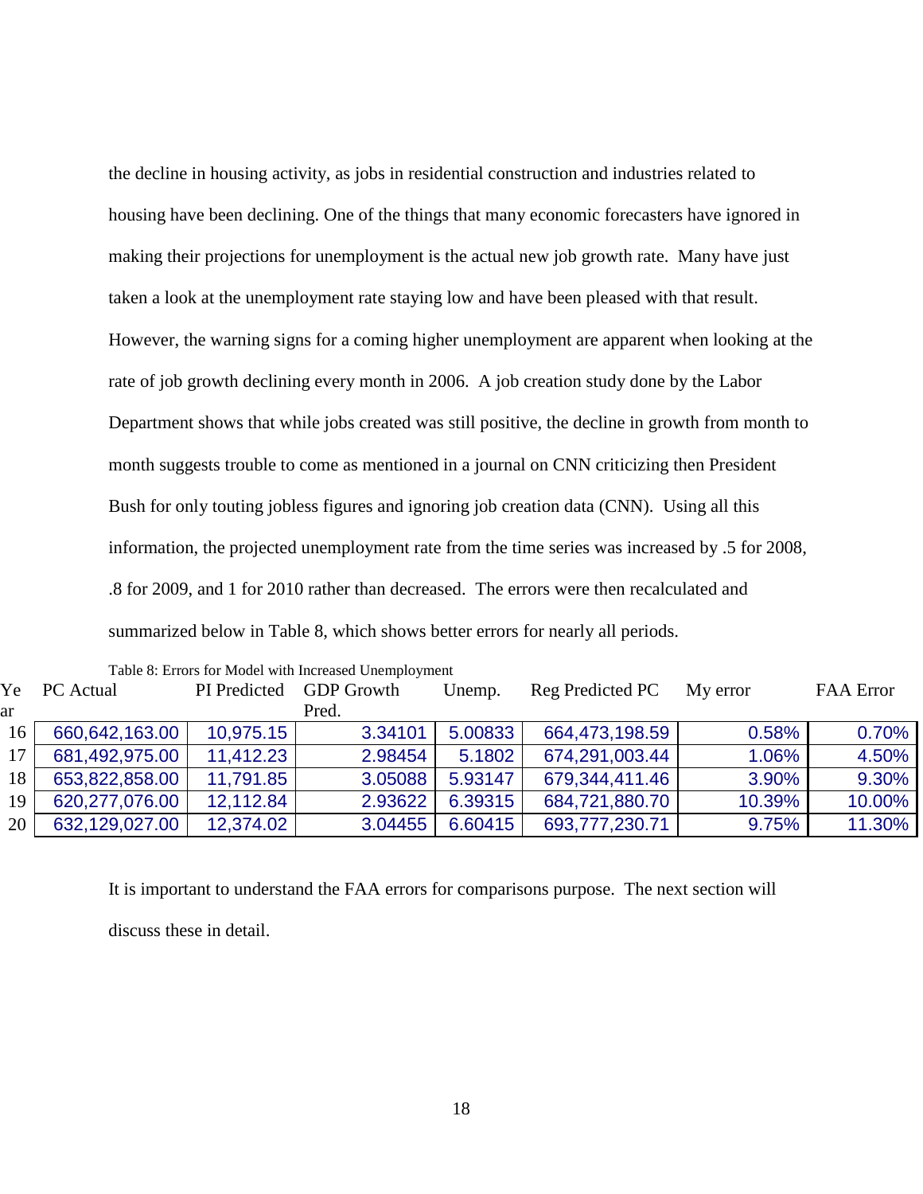the decline in housing activity, as jobs in residential construction and industries related to housing have been declining. One of the things that many economic forecasters have ignored in making their projections for unemployment is the actual new job growth rate. Many have just taken a look at the unemployment rate staying low and have been pleased with that result. However, the warning signs for a coming higher unemployment are apparent when looking at the rate of job growth declining every month in 2006. A job creation study done by the Labor Department shows that while jobs created was still positive, the decline in growth from month to month suggests trouble to come as mentioned in a journal on CNN criticizing then President Bush for only touting jobless figures and ignoring job creation data (CNN). Using all this information, the projected unemployment rate from the time series was increased by .5 for 2008, .8 for 2009, and 1 for 2010 rather than decreased. The errors were then recalculated and summarized below in Table 8, which shows better errors for nearly all periods.

Table 8: Errors for Model with Increased Unemployment

| Year | PC Actual | PI Predicted | GDP Growth Pred. | Unemp. | Reg Predicted PC | My error | FAA Error |
|---|---|---|---|---|---|---|---|
| 16 | 660,642,163.00 | 10,975.15 | 3.34101 | 5.00833 | 664,473,198.59 | 0.58% | 0.70% |
| 17 | 681,492,975.00 | 11,412.23 | 2.98454 | 5.1802 | 674,291,003.44 | 1.06% | 4.50% |
| 18 | 653,822,858.00 | 11,791.85 | 3.05088 | 5.93147 | 679,344,411.46 | 3.90% | 9.30% |
| 19 | 620,277,076.00 | 12,112.84 | 2.93622 | 6.39315 | 684,721,880.70 | 10.39% | 10.00% |
| 20 | 632,129,027.00 | 12,374.02 | 3.04455 | 6.60415 | 693,777,230.71 | 9.75% | 11.30% |

It is important to understand the FAA errors for comparisons purpose. The next section will discuss these in detail.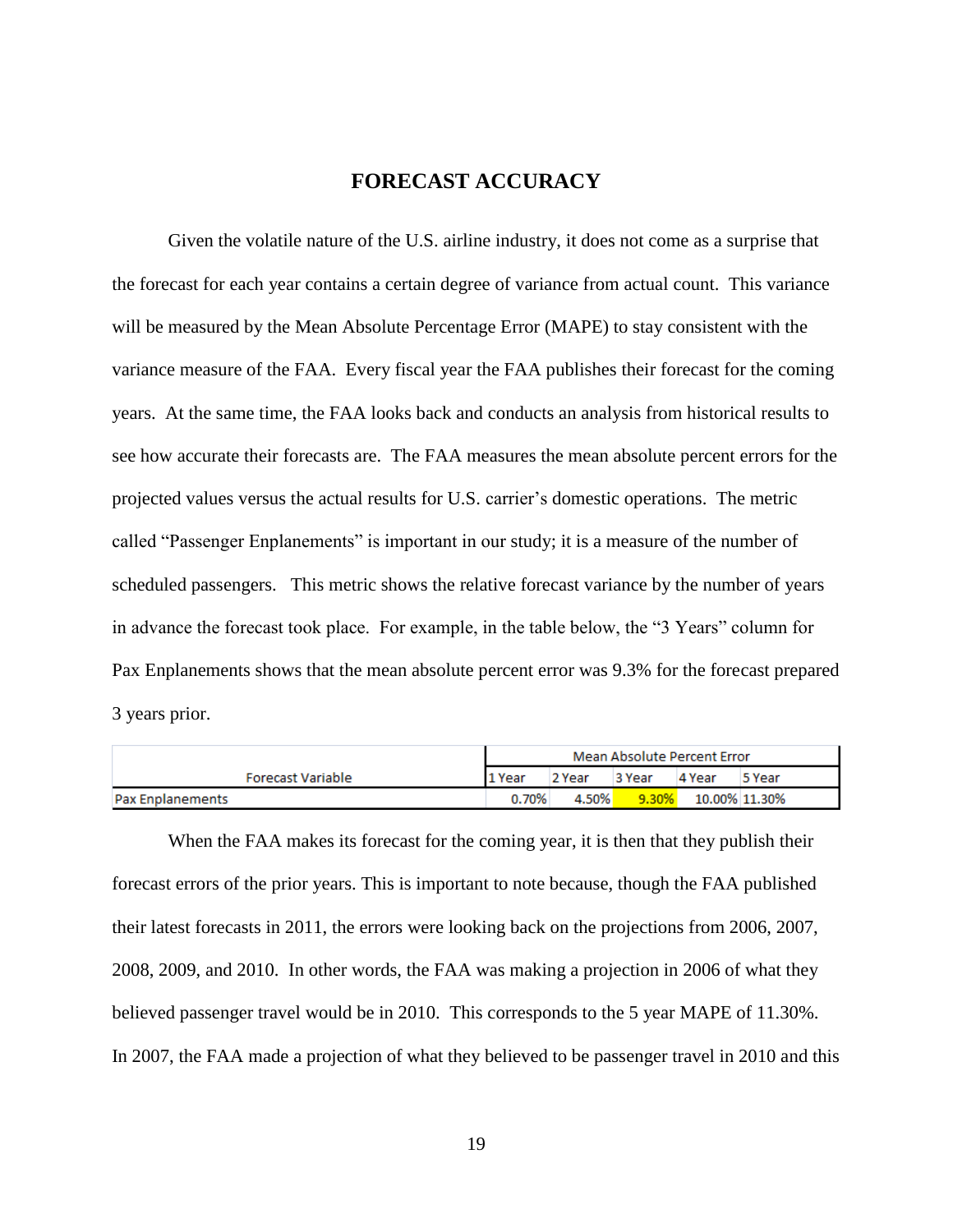# FORECAST ACCURACY

Given the volatile nature of the U.S. airline industry, it does not come as a surprise that the forecast for each year contains a certain degree of variance from actual count. This variance will be measured by the Mean Absolute Percentage Error (MAPE) to stay consistent with the variance measure of the FAA. Every fiscal year the FAA publishes their forecast for the coming years. At the same time, the FAA looks back and conducts an analysis from historical results to see how accurate their forecasts are. The FAA measures the mean absolute percent errors for the projected values versus the actual results for U.S. carrier's domestic operations. The metric called "Passenger Enplanements" is important in our study; it is a measure of the number of scheduled passengers. This metric shows the relative forecast variance by the number of years in advance the forecast took place. For example, in the table below, the "3 Years" column for Pax Enplanements shows that the mean absolute percent error was 9.3% for the forecast prepared 3 years prior.

| Forecast Variable | Mean Absolute Percent Error | | | | |
|---|---|---|---|---|---|
| | 1 Year | 2 Year | 3 Year | 4 Year | 5 Year |
| Pax Enplanements | 0.70% | 4.50% | 9.30% | 10.00% | 11.30% |

When the FAA makes its forecast for the coming year, it is then that they publish their forecast errors of the prior years. This is important to note because, though the FAA published their latest forecasts in 2011, the errors were looking back on the projections from 2006, 2007, 2008, 2009, and 2010. In other words, the FAA was making a projection in 2006 of what they believed passenger travel would be in 2010. This corresponds to the 5 year MAPE of 11.30%. In 2007, the FAA made a projection of what they believed to be passenger travel in 2010 and this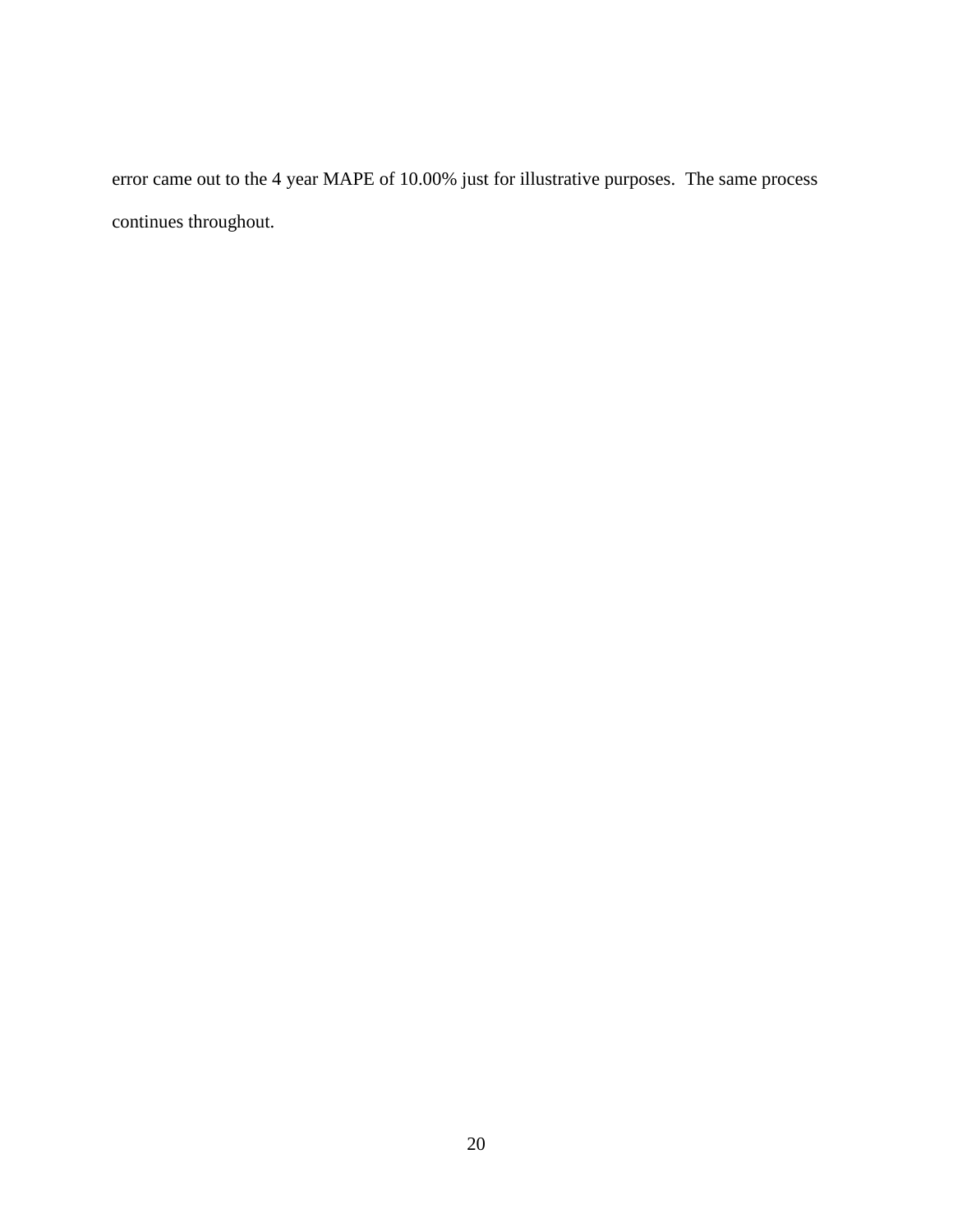error came out to the 4 year MAPE of 10.00% just for illustrative purposes.  The same process continues throughout.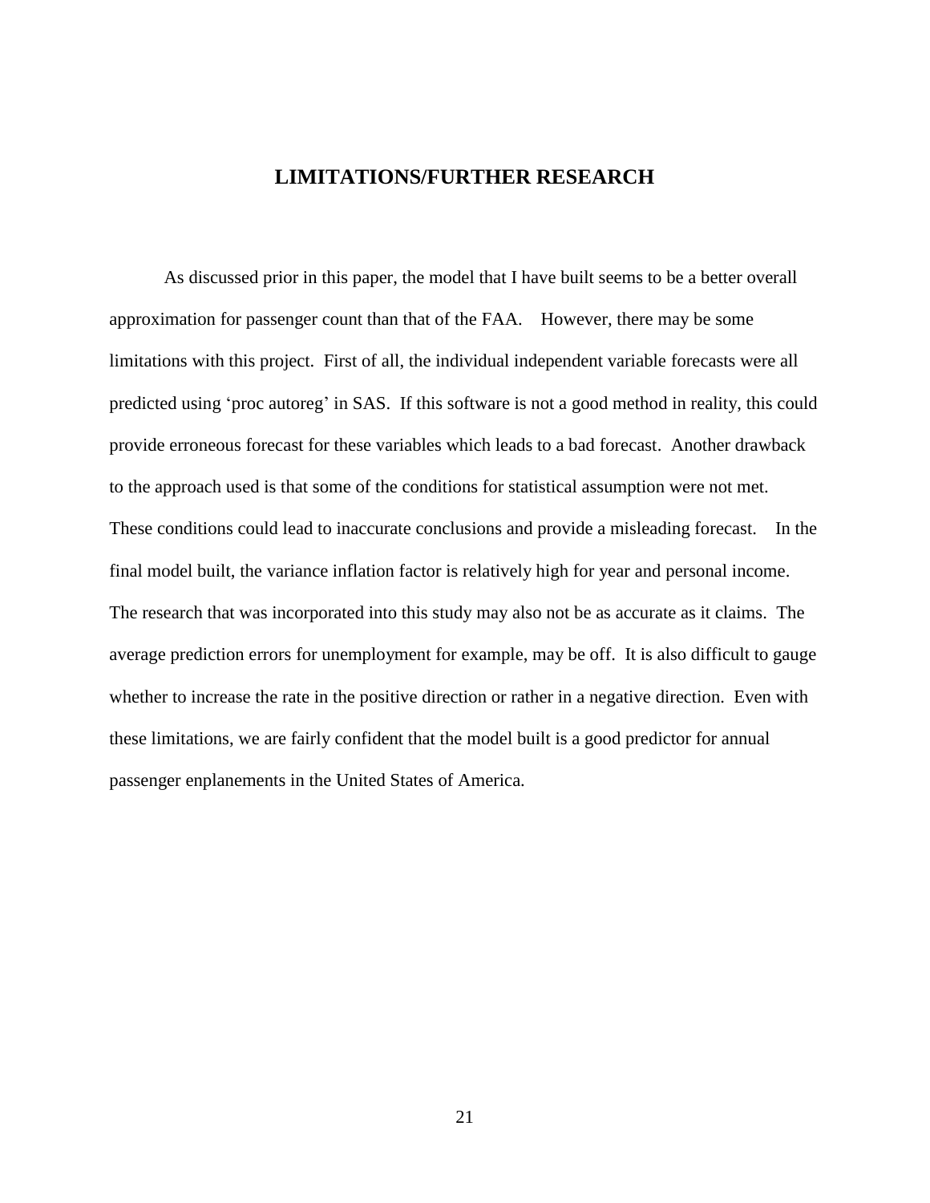## LIMITATIONS/FURTHER RESEARCH

As discussed prior in this paper, the model that I have built seems to be a better overall approximation for passenger count than that of the FAA. However, there may be some limitations with this project. First of all, the individual independent variable forecasts were all predicted using 'proc autoreg' in SAS. If this software is not a good method in reality, this could provide erroneous forecast for these variables which leads to a bad forecast. Another drawback to the approach used is that some of the conditions for statistical assumption were not met. These conditions could lead to inaccurate conclusions and provide a misleading forecast. In the final model built, the variance inflation factor is relatively high for year and personal income. The research that was incorporated into this study may also not be as accurate as it claims. The average prediction errors for unemployment for example, may be off. It is also difficult to gauge whether to increase the rate in the positive direction or rather in a negative direction. Even with these limitations, we are fairly confident that the model built is a good predictor for annual passenger enplanements in the United States of America.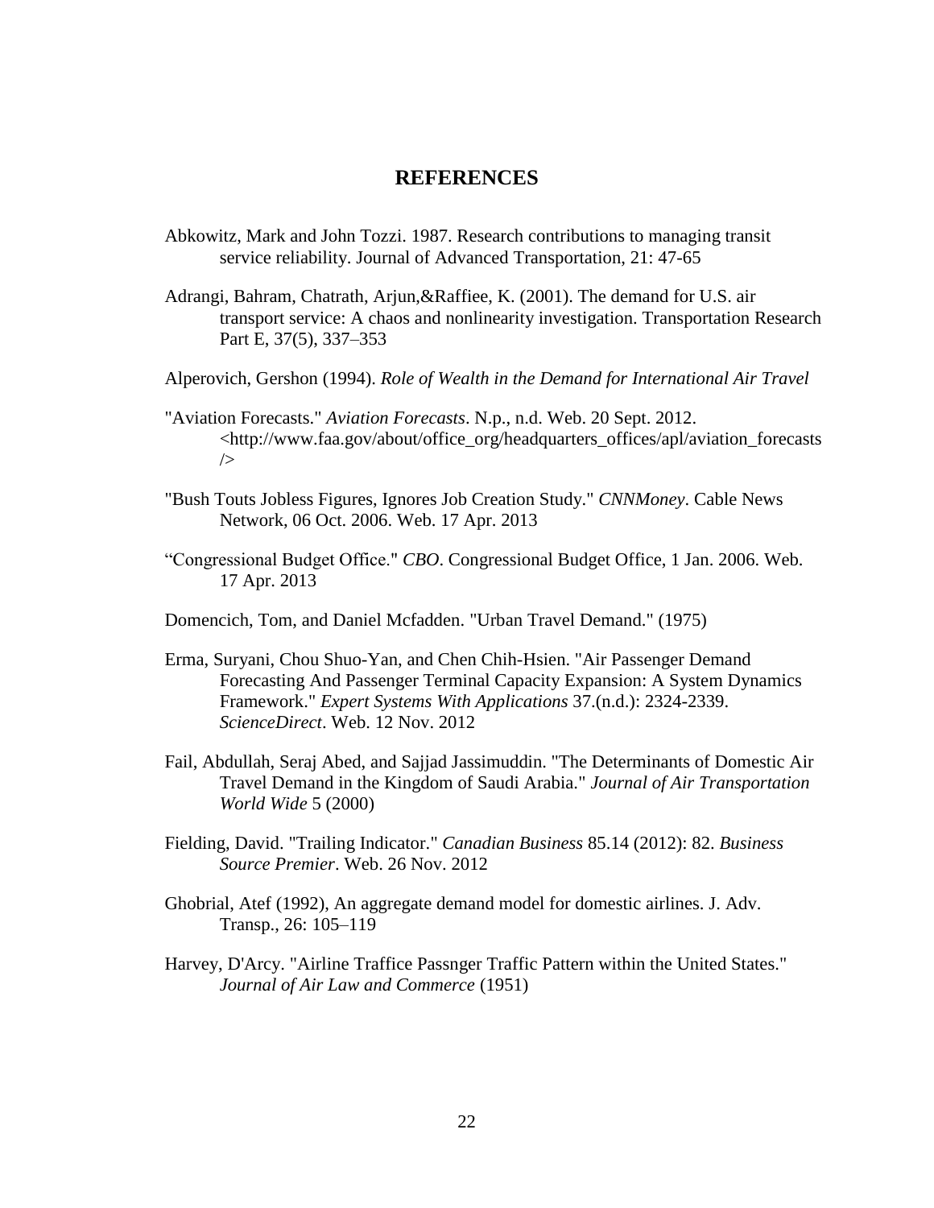# REFERENCES

Abkowitz, Mark and John Tozzi. 1987. Research contributions to managing transit service reliability. Journal of Advanced Transportation, 21: 47-65

Adrangi, Bahram, Chatrath, Arjun,&Raffiee, K. (2001). The demand for U.S. air transport service: A chaos and nonlinearity investigation. Transportation Research Part E, 37(5), 337–353

Alperovich, Gershon (1994). *Role of Wealth in the Demand for International Air Travel*

"Aviation Forecasts." *Aviation Forecasts*. N.p., n.d. Web. 20 Sept. 2012. <http://www.faa.gov/about/office_org/headquarters_offices/apl/aviation_forecasts/>

"Bush Touts Jobless Figures, Ignores Job Creation Study." *CNNMoney*. Cable News Network, 06 Oct. 2006. Web. 17 Apr. 2013

"Congressional Budget Office." *CBO*. Congressional Budget Office, 1 Jan. 2006. Web. 17 Apr. 2013

Domencich, Tom, and Daniel Mcfadden. "Urban Travel Demand." (1975)

Erma, Suryani, Chou Shuo-Yan, and Chen Chih-Hsien. "Air Passenger Demand Forecasting And Passenger Terminal Capacity Expansion: A System Dynamics Framework." *Expert Systems With Applications* 37.(n.d.): 2324-2339. *ScienceDirect*. Web. 12 Nov. 2012

Fail, Abdullah, Seraj Abed, and Sajjad Jassimuddin. "The Determinants of Domestic Air Travel Demand in the Kingdom of Saudi Arabia." *Journal of Air Transportation World Wide* 5 (2000)

Fielding, David. "Trailing Indicator." *Canadian Business* 85.14 (2012): 82. *Business Source Premier*. Web. 26 Nov. 2012

Ghobrial, Atef (1992), An aggregate demand model for domestic airlines. J. Adv. Transp., 26: 105–119

Harvey, D'Arcy. "Airline Traffice Passnger Traffic Pattern within the United States." *Journal of Air Law and Commerce* (1951)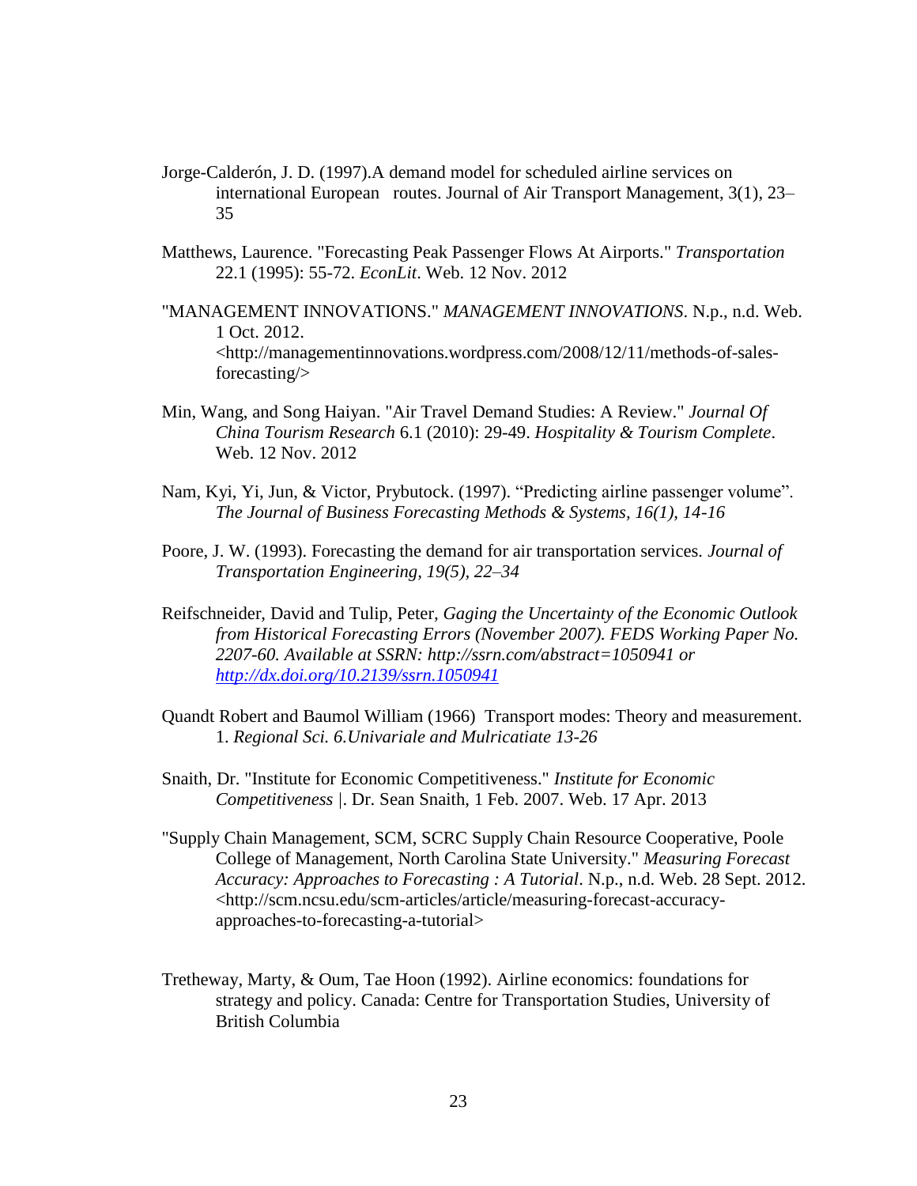Jorge-Calderón, J. D. (1997).A demand model for scheduled airline services on international European routes. Journal of Air Transport Management, 3(1), 23–35

Matthews, Laurence. "Forecasting Peak Passenger Flows At Airports." *Transportation* 22.1 (1995): 55-72. *EconLit*. Web. 12 Nov. 2012

"MANAGEMENT INNOVATIONS." *MANAGEMENT INNOVATIONS*. N.p., n.d. Web. 1 Oct. 2012. <http://managementinnovations.wordpress.com/2008/12/11/methods-of-sales-forecasting/>

Min, Wang, and Song Haiyan. "Air Travel Demand Studies: A Review." *Journal Of China Tourism Research* 6.1 (2010): 29-49. *Hospitality & Tourism Complete*. Web. 12 Nov. 2012

Nam, Kyi, Yi, Jun, & Victor, Prybutock. (1997). "Predicting airline passenger volume". *The Journal of Business Forecasting Methods & Systems, 16(1), 14-16*

Poore, J. W. (1993). Forecasting the demand for air transportation services. *Journal of Transportation Engineering, 19(5), 22–34*

Reifschneider, David and Tulip, Peter, *Gaging the Uncertainty of the Economic Outlook from Historical Forecasting Errors (November 2007). FEDS Working Paper No. 2207-60. Available at SSRN: http://ssrn.com/abstract=1050941 or http://dx.doi.org/10.2139/ssrn.1050941*

Quandt Robert and Baumol William (1966) Transport modes: Theory and measurement. 1. *Regional Sci. 6.Univariale and Mulricatiate 13-26*

Snaith, Dr. "Institute for Economic Competitiveness." *Institute for Economic Competitiveness* |. Dr. Sean Snaith, 1 Feb. 2007. Web. 17 Apr. 2013

"Supply Chain Management, SCM, SCRC Supply Chain Resource Cooperative, Poole College of Management, North Carolina State University." *Measuring Forecast Accuracy: Approaches to Forecasting : A Tutorial*. N.p., n.d. Web. 28 Sept. 2012. <http://scm.ncsu.edu/scm-articles/article/measuring-forecast-accuracy-approaches-to-forecasting-a-tutorial>

Tretheway, Marty, & Oum, Tae Hoon (1992). Airline economics: foundations for strategy and policy. Canada: Centre for Transportation Studies, University of British Columbia